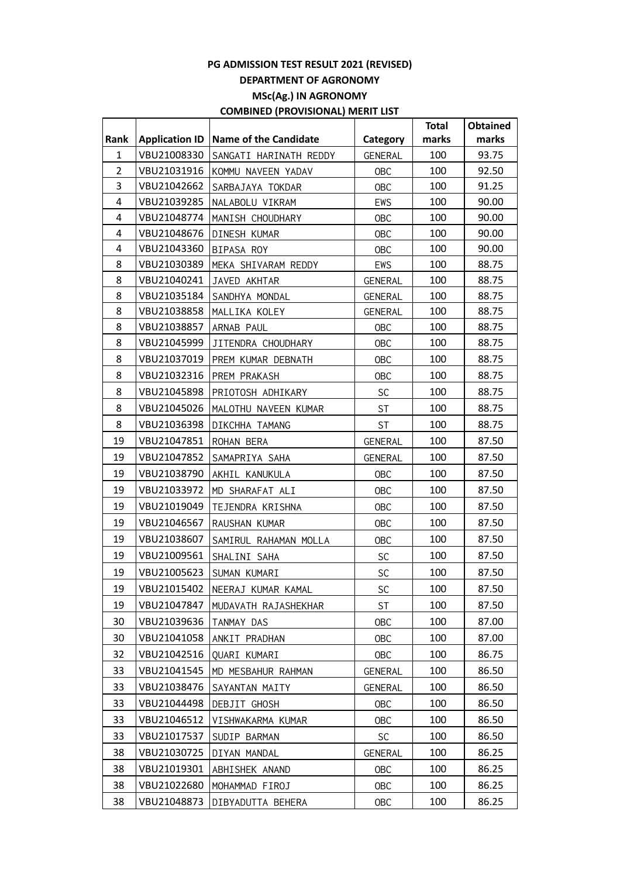**PG ADMISSION TEST RESULT 2021 (REVISED)**

**DEPARTMENT OF AGRONOMY**

**MSc(Ag.) IN AGRONOMY**

**COMBINED (PROVISIONAL) MERIT LIST**

| Rank | Application ID | Name of the Candidate | Category | Total marks | Obtained marks |
|---|---|---|---|---|---|
| 1 | VBU21008330 | SANGATI HARINATH REDDY | GENERAL | 100 | 93.75 |
| 2 | VBU21031916 | KOMMU NAVEEN YADAV | OBC | 100 | 92.50 |
| 3 | VBU21042662 | SARBAJAYA TOKDAR | OBC | 100 | 91.25 |
| 4 | VBU21039285 | NALABOLU VIKRAM | EWS | 100 | 90.00 |
| 4 | VBU21048774 | MANISH CHOUDHARY | OBC | 100 | 90.00 |
| 4 | VBU21048676 | DINESH KUMAR | OBC | 100 | 90.00 |
| 4 | VBU21043360 | BIPASA ROY | OBC | 100 | 90.00 |
| 8 | VBU21030389 | MEKA SHIVARAM REDDY | EWS | 100 | 88.75 |
| 8 | VBU21040241 | JAVED AKHTAR | GENERAL | 100 | 88.75 |
| 8 | VBU21035184 | SANDHYA MONDAL | GENERAL | 100 | 88.75 |
| 8 | VBU21038858 | MALLIKA KOLEY | GENERAL | 100 | 88.75 |
| 8 | VBU21038857 | ARNAB PAUL | OBC | 100 | 88.75 |
| 8 | VBU21045999 | JITENDRA CHOUDHARY | OBC | 100 | 88.75 |
| 8 | VBU21037019 | PREM KUMAR DEBNATH | OBC | 100 | 88.75 |
| 8 | VBU21032316 | PREM PRAKASH | OBC | 100 | 88.75 |
| 8 | VBU21045898 | PRIOTOSH ADHIKARY | SC | 100 | 88.75 |
| 8 | VBU21045026 | MALOTHU NAVEEN KUMAR | ST | 100 | 88.75 |
| 8 | VBU21036398 | DIKCHHA TAMANG | ST | 100 | 88.75 |
| 19 | VBU21047851 | ROHAN BERA | GENERAL | 100 | 87.50 |
| 19 | VBU21047852 | SAMAPRIYA SAHA | GENERAL | 100 | 87.50 |
| 19 | VBU21038790 | AKHIL KANUKULA | OBC | 100 | 87.50 |
| 19 | VBU21033972 | MD SHARAFAT ALI | OBC | 100 | 87.50 |
| 19 | VBU21019049 | TEJENDRA KRISHNA | OBC | 100 | 87.50 |
| 19 | VBU21046567 | RAUSHAN KUMAR | OBC | 100 | 87.50 |
| 19 | VBU21038607 | SAMIRUL RAHAMAN MOLLA | OBC | 100 | 87.50 |
| 19 | VBU21009561 | SHALINI SAHA | SC | 100 | 87.50 |
| 19 | VBU21005623 | SUMAN KUMARI | SC | 100 | 87.50 |
| 19 | VBU21015402 | NEERAJ KUMAR KAMAL | SC | 100 | 87.50 |
| 19 | VBU21047847 | MUDAVATH RAJASHEKHAR | ST | 100 | 87.50 |
| 30 | VBU21039636 | TANMAY DAS | OBC | 100 | 87.00 |
| 30 | VBU21041058 | ANKIT PRADHAN | OBC | 100 | 87.00 |
| 32 | VBU21042516 | QUARI KUMARI | OBC | 100 | 86.75 |
| 33 | VBU21041545 | MD MESBAHUR RAHMAN | GENERAL | 100 | 86.50 |
| 33 | VBU21038476 | SAYANTAN MAITY | GENERAL | 100 | 86.50 |
| 33 | VBU21044498 | DEBJIT GHOSH | OBC | 100 | 86.50 |
| 33 | VBU21046512 | VISHWAKARMA KUMAR | OBC | 100 | 86.50 |
| 33 | VBU21017537 | SUDIP BARMAN | SC | 100 | 86.50 |
| 38 | VBU21030725 | DIYAN MANDAL | GENERAL | 100 | 86.25 |
| 38 | VBU21019301 | ABHISHEK ANAND | OBC | 100 | 86.25 |
| 38 | VBU21022680 | MOHAMMAD FIROJ | OBC | 100 | 86.25 |
| 38 | VBU21048873 | DIBYADUTTA BEHERA | OBC | 100 | 86.25 |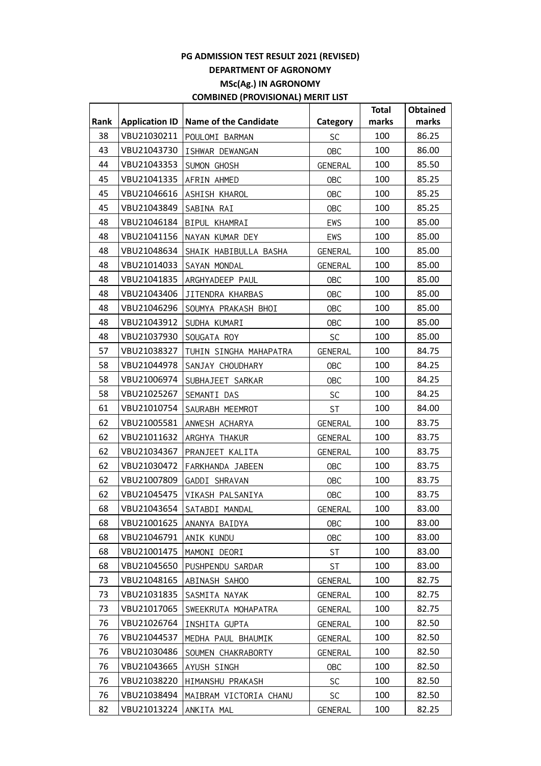**PG ADMISSION TEST RESULT 2021 (REVISED)**

**DEPARTMENT OF AGRONOMY**

**MSc(Ag.) IN AGRONOMY**

**COMBINED (PROVISIONAL) MERIT LIST**

| Rank | Application ID | Name of the Candidate | Category | Total marks | Obtained marks |
|---|---|---|---|---|---|
| 38 | VBU21030211 | POULOMI BARMAN | SC | 100 | 86.25 |
| 43 | VBU21043730 | ISHWAR DEWANGAN | OBC | 100 | 86.00 |
| 44 | VBU21043353 | SUMON GHOSH | GENERAL | 100 | 85.50 |
| 45 | VBU21041335 | AFRIN AHMED | OBC | 100 | 85.25 |
| 45 | VBU21046616 | ASHISH KHAROL | OBC | 100 | 85.25 |
| 45 | VBU21043849 | SABINA RAI | OBC | 100 | 85.25 |
| 48 | VBU21046184 | BIPUL KHAMRAI | EWS | 100 | 85.00 |
| 48 | VBU21041156 | NAYAN KUMAR DEY | EWS | 100 | 85.00 |
| 48 | VBU21048634 | SHAIK HABIBULLA BASHA | GENERAL | 100 | 85.00 |
| 48 | VBU21014033 | SAYAN MONDAL | GENERAL | 100 | 85.00 |
| 48 | VBU21041835 | ARGHYADEEP PAUL | OBC | 100 | 85.00 |
| 48 | VBU21043406 | JITENDRA KHARBAS | OBC | 100 | 85.00 |
| 48 | VBU21046296 | SOUMYA PRAKASH BHOI | OBC | 100 | 85.00 |
| 48 | VBU21043912 | SUDHA KUMARI | OBC | 100 | 85.00 |
| 48 | VBU21037930 | SOUGATA ROY | SC | 100 | 85.00 |
| 57 | VBU21038327 | TUHIN SINGHA MAHAPATRA | GENERAL | 100 | 84.75 |
| 58 | VBU21044978 | SANJAY CHOUDHARY | OBC | 100 | 84.25 |
| 58 | VBU21006974 | SUBHAJEET SARKAR | OBC | 100 | 84.25 |
| 58 | VBU21025267 | SEMANTI DAS | SC | 100 | 84.25 |
| 61 | VBU21010754 | SAURABH MEEMROT | ST | 100 | 84.00 |
| 62 | VBU21005581 | ANWESH ACHARYA | GENERAL | 100 | 83.75 |
| 62 | VBU21011632 | ARGHYA THAKUR | GENERAL | 100 | 83.75 |
| 62 | VBU21034367 | PRANJEET KALITA | GENERAL | 100 | 83.75 |
| 62 | VBU21030472 | FARKHANDA JABEEN | OBC | 100 | 83.75 |
| 62 | VBU21007809 | GADDI SHRAVAN | OBC | 100 | 83.75 |
| 62 | VBU21045475 | VIKASH PALSANIYA | OBC | 100 | 83.75 |
| 68 | VBU21043654 | SATABDI MANDAL | GENERAL | 100 | 83.00 |
| 68 | VBU21001625 | ANANYA BAIDYA | OBC | 100 | 83.00 |
| 68 | VBU21046791 | ANIK KUNDU | OBC | 100 | 83.00 |
| 68 | VBU21001475 | MAMONI DEORI | ST | 100 | 83.00 |
| 68 | VBU21045650 | PUSHPENDU SARDAR | ST | 100 | 83.00 |
| 73 | VBU21048165 | ABINASH SAHOO | GENERAL | 100 | 82.75 |
| 73 | VBU21031835 | SASMITA NAYAK | GENERAL | 100 | 82.75 |
| 73 | VBU21017065 | SWEEKRUTA MOHAPATRA | GENERAL | 100 | 82.75 |
| 76 | VBU21026764 | INSHITA GUPTA | GENERAL | 100 | 82.50 |
| 76 | VBU21044537 | MEDHA PAUL BHAUMIK | GENERAL | 100 | 82.50 |
| 76 | VBU21030486 | SOUMEN CHAKRABORTY | GENERAL | 100 | 82.50 |
| 76 | VBU21043665 | AYUSH SINGH | OBC | 100 | 82.50 |
| 76 | VBU21038220 | HIMANSHU PRAKASH | SC | 100 | 82.50 |
| 76 | VBU21038494 | MAIBRAM VICTORIA CHANU | SC | 100 | 82.50 |
| 82 | VBU21013224 | ANKITA MAL | GENERAL | 100 | 82.25 |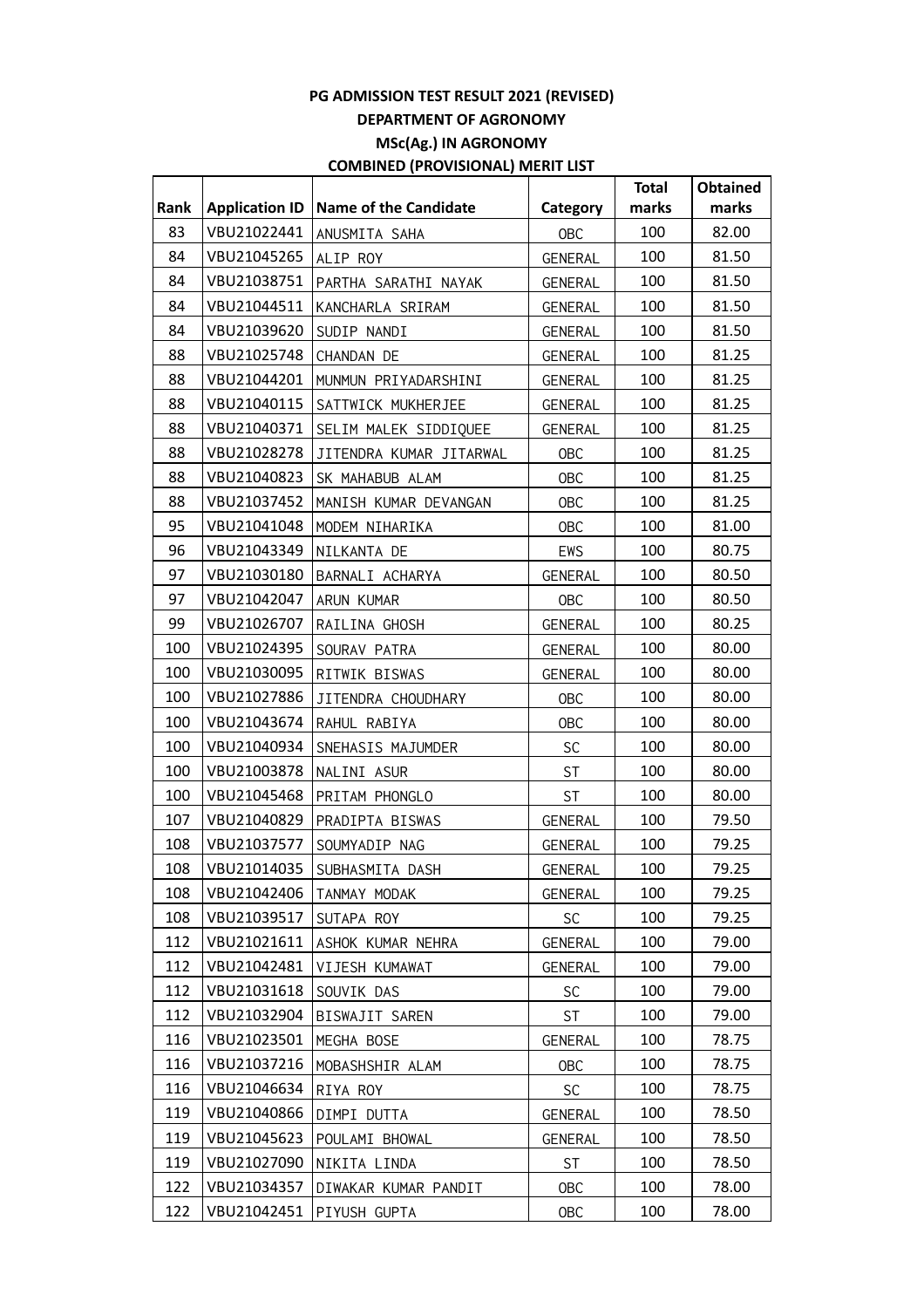**PG ADMISSION TEST RESULT 2021 (REVISED)**

**DEPARTMENT OF AGRONOMY**

**MSc(Ag.) IN AGRONOMY**

**COMBINED (PROVISIONAL) MERIT LIST**

| Rank | Application ID | Name of the Candidate | Category | Total marks | Obtained marks |
|---|---|---|---|---|---|
| 83 | VBU21022441 | ANUSMITA SAHA | OBC | 100 | 82.00 |
| 84 | VBU21045265 | ALIP ROY | GENERAL | 100 | 81.50 |
| 84 | VBU21038751 | PARTHA SARATHI NAYAK | GENERAL | 100 | 81.50 |
| 84 | VBU21044511 | KANCHARLA SRIRAM | GENERAL | 100 | 81.50 |
| 84 | VBU21039620 | SUDIP NANDI | GENERAL | 100 | 81.50 |
| 88 | VBU21025748 | CHANDAN DE | GENERAL | 100 | 81.25 |
| 88 | VBU21044201 | MUNMUN PRIYADARSHINI | GENERAL | 100 | 81.25 |
| 88 | VBU21040115 | SATTWICK MUKHERJEE | GENERAL | 100 | 81.25 |
| 88 | VBU21040371 | SELIM MALEK SIDDIQUEE | GENERAL | 100 | 81.25 |
| 88 | VBU21028278 | JITENDRA KUMAR JITARWAL | OBC | 100 | 81.25 |
| 88 | VBU21040823 | SK MAHABUB ALAM | OBC | 100 | 81.25 |
| 88 | VBU21037452 | MANISH KUMAR DEVANGAN | OBC | 100 | 81.25 |
| 95 | VBU21041048 | MODEM NIHARIKA | OBC | 100 | 81.00 |
| 96 | VBU21043349 | NILKANTA DE | EWS | 100 | 80.75 |
| 97 | VBU21030180 | BARNALI ACHARYA | GENERAL | 100 | 80.50 |
| 97 | VBU21042047 | ARUN KUMAR | OBC | 100 | 80.50 |
| 99 | VBU21026707 | RAILINA GHOSH | GENERAL | 100 | 80.25 |
| 100 | VBU21024395 | SOURAV PATRA | GENERAL | 100 | 80.00 |
| 100 | VBU21030095 | RITWIK BISWAS | GENERAL | 100 | 80.00 |
| 100 | VBU21027886 | JITENDRA CHOUDHARY | OBC | 100 | 80.00 |
| 100 | VBU21043674 | RAHUL RABIYA | OBC | 100 | 80.00 |
| 100 | VBU21040934 | SNEHASIS MAJUMDER | SC | 100 | 80.00 |
| 100 | VBU21003878 | NALINI ASUR | ST | 100 | 80.00 |
| 100 | VBU21045468 | PRITAM PHONGLO | ST | 100 | 80.00 |
| 107 | VBU21040829 | PRADIPTA BISWAS | GENERAL | 100 | 79.50 |
| 108 | VBU21037577 | SOUMYADIP NAG | GENERAL | 100 | 79.25 |
| 108 | VBU21014035 | SUBHASMITA DASH | GENERAL | 100 | 79.25 |
| 108 | VBU21042406 | TANMAY MODAK | GENERAL | 100 | 79.25 |
| 108 | VBU21039517 | SUTAPA ROY | SC | 100 | 79.25 |
| 112 | VBU21021611 | ASHOK KUMAR NEHRA | GENERAL | 100 | 79.00 |
| 112 | VBU21042481 | VIJESH KUMAWAT | GENERAL | 100 | 79.00 |
| 112 | VBU21031618 | SOUVIK DAS | SC | 100 | 79.00 |
| 112 | VBU21032904 | BISWAJIT SAREN | ST | 100 | 79.00 |
| 116 | VBU21023501 | MEGHA BOSE | GENERAL | 100 | 78.75 |
| 116 | VBU21037216 | MOBASHSHIR ALAM | OBC | 100 | 78.75 |
| 116 | VBU21046634 | RIYA ROY | SC | 100 | 78.75 |
| 119 | VBU21040866 | DIMPI DUTTA | GENERAL | 100 | 78.50 |
| 119 | VBU21045623 | POULAMI BHOWAL | GENERAL | 100 | 78.50 |
| 119 | VBU21027090 | NIKITA LINDA | ST | 100 | 78.50 |
| 122 | VBU21034357 | DIWAKAR KUMAR PANDIT | OBC | 100 | 78.00 |
| 122 | VBU21042451 | PIYUSH GUPTA | OBC | 100 | 78.00 |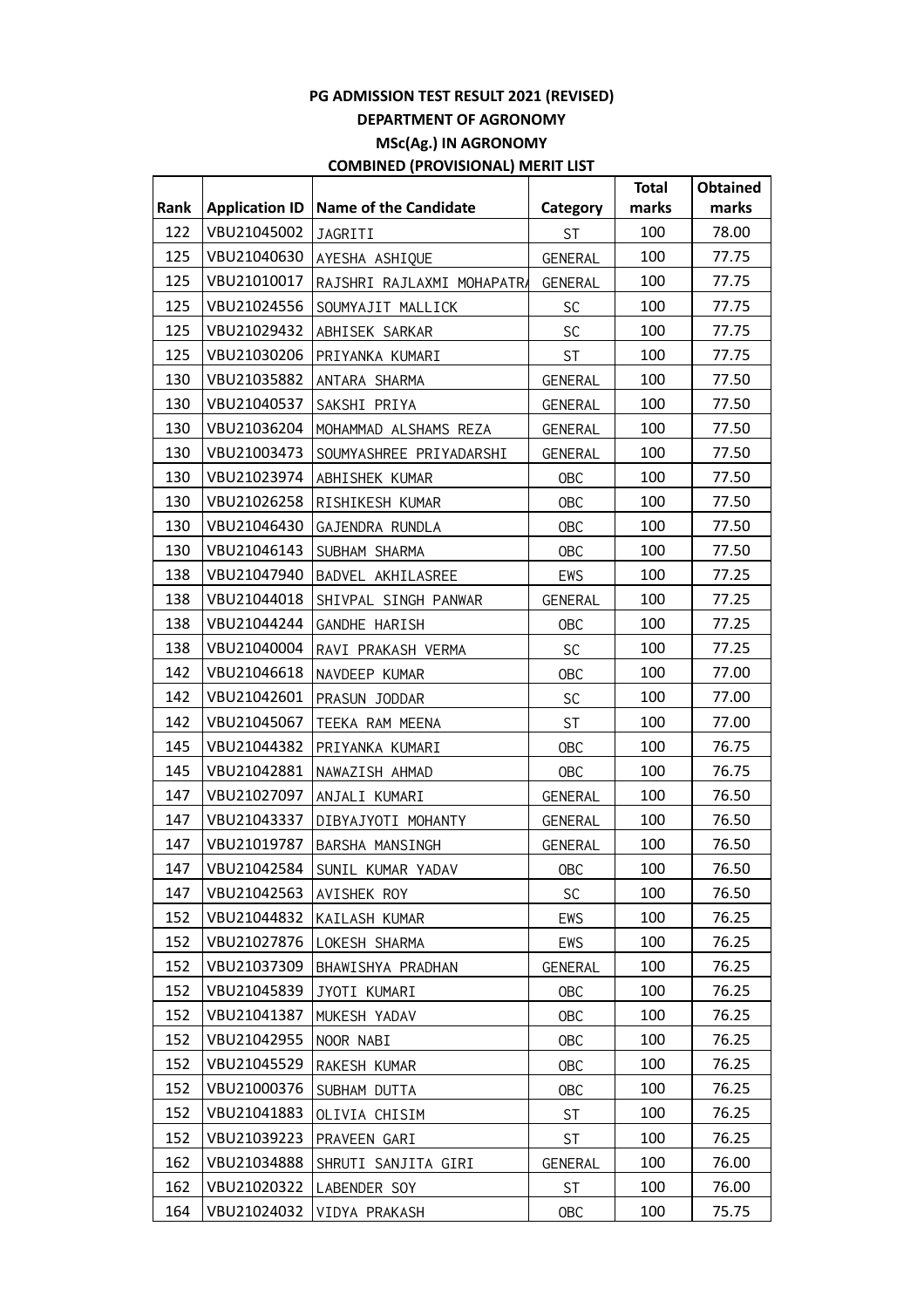**PG ADMISSION TEST RESULT 2021 (REVISED)**

**DEPARTMENT OF AGRONOMY**

**MSc(Ag.) IN AGRONOMY**

**COMBINED (PROVISIONAL) MERIT LIST**

| Rank | Application ID | Name of the Candidate | Category | Total marks | Obtained marks |
|---|---|---|---|---|---|
| 122 | VBU21045002 | JAGRITI | ST | 100 | 78.00 |
| 125 | VBU21040630 | AYESHA ASHIQUE | GENERAL | 100 | 77.75 |
| 125 | VBU21010017 | RAJSHRI RAJLAXMI MOHAPATRA | GENERAL | 100 | 77.75 |
| 125 | VBU21024556 | SOUMYAJIT MALLICK | SC | 100 | 77.75 |
| 125 | VBU21029432 | ABHISEK SARKAR | SC | 100 | 77.75 |
| 125 | VBU21030206 | PRIYANKA KUMARI | ST | 100 | 77.75 |
| 130 | VBU21035882 | ANTARA SHARMA | GENERAL | 100 | 77.50 |
| 130 | VBU21040537 | SAKSHI PRIYA | GENERAL | 100 | 77.50 |
| 130 | VBU21036204 | MOHAMMAD ALSHAMS REZA | GENERAL | 100 | 77.50 |
| 130 | VBU21003473 | SOUMYASHREE PRIYADARSHI | GENERAL | 100 | 77.50 |
| 130 | VBU21023974 | ABHISHEK KUMAR | OBC | 100 | 77.50 |
| 130 | VBU21026258 | RISHIKESH KUMAR | OBC | 100 | 77.50 |
| 130 | VBU21046430 | GAJENDRA RUNDLA | OBC | 100 | 77.50 |
| 130 | VBU21046143 | SUBHAM SHARMA | OBC | 100 | 77.50 |
| 138 | VBU21047940 | BADVEL AKHILASREE | EWS | 100 | 77.25 |
| 138 | VBU21044018 | SHIVPAL SINGH PANWAR | GENERAL | 100 | 77.25 |
| 138 | VBU21044244 | GANDHE HARISH | OBC | 100 | 77.25 |
| 138 | VBU21040004 | RAVI PRAKASH VERMA | SC | 100 | 77.25 |
| 142 | VBU21046618 | NAVDEEP KUMAR | OBC | 100 | 77.00 |
| 142 | VBU21042601 | PRASUN JODDAR | SC | 100 | 77.00 |
| 142 | VBU21045067 | TEEKA RAM MEENA | ST | 100 | 77.00 |
| 145 | VBU21044382 | PRIYANKA KUMARI | OBC | 100 | 76.75 |
| 145 | VBU21042881 | NAWAZISH AHMAD | OBC | 100 | 76.75 |
| 147 | VBU21027097 | ANJALI KUMARI | GENERAL | 100 | 76.50 |
| 147 | VBU21043337 | DIBYAJYOTI MOHANTY | GENERAL | 100 | 76.50 |
| 147 | VBU21019787 | BARSHA MANSINGH | GENERAL | 100 | 76.50 |
| 147 | VBU21042584 | SUNIL KUMAR YADAV | OBC | 100 | 76.50 |
| 147 | VBU21042563 | AVISHEK ROY | SC | 100 | 76.50 |
| 152 | VBU21044832 | KAILASH KUMAR | EWS | 100 | 76.25 |
| 152 | VBU21027876 | LOKESH SHARMA | EWS | 100 | 76.25 |
| 152 | VBU21037309 | BHAWISHYA PRADHAN | GENERAL | 100 | 76.25 |
| 152 | VBU21045839 | JYOTI KUMARI | OBC | 100 | 76.25 |
| 152 | VBU21041387 | MUKESH YADAV | OBC | 100 | 76.25 |
| 152 | VBU21042955 | NOOR NABI | OBC | 100 | 76.25 |
| 152 | VBU21045529 | RAKESH KUMAR | OBC | 100 | 76.25 |
| 152 | VBU21000376 | SUBHAM DUTTA | OBC | 100 | 76.25 |
| 152 | VBU21041883 | OLIVIA CHISIM | ST | 100 | 76.25 |
| 152 | VBU21039223 | PRAVEEN GARI | ST | 100 | 76.25 |
| 162 | VBU21034888 | SHRUTI SANJITA GIRI | GENERAL | 100 | 76.00 |
| 162 | VBU21020322 | LABENDER SOY | ST | 100 | 76.00 |
| 164 | VBU21024032 | VIDYA PRAKASH | OBC | 100 | 75.75 |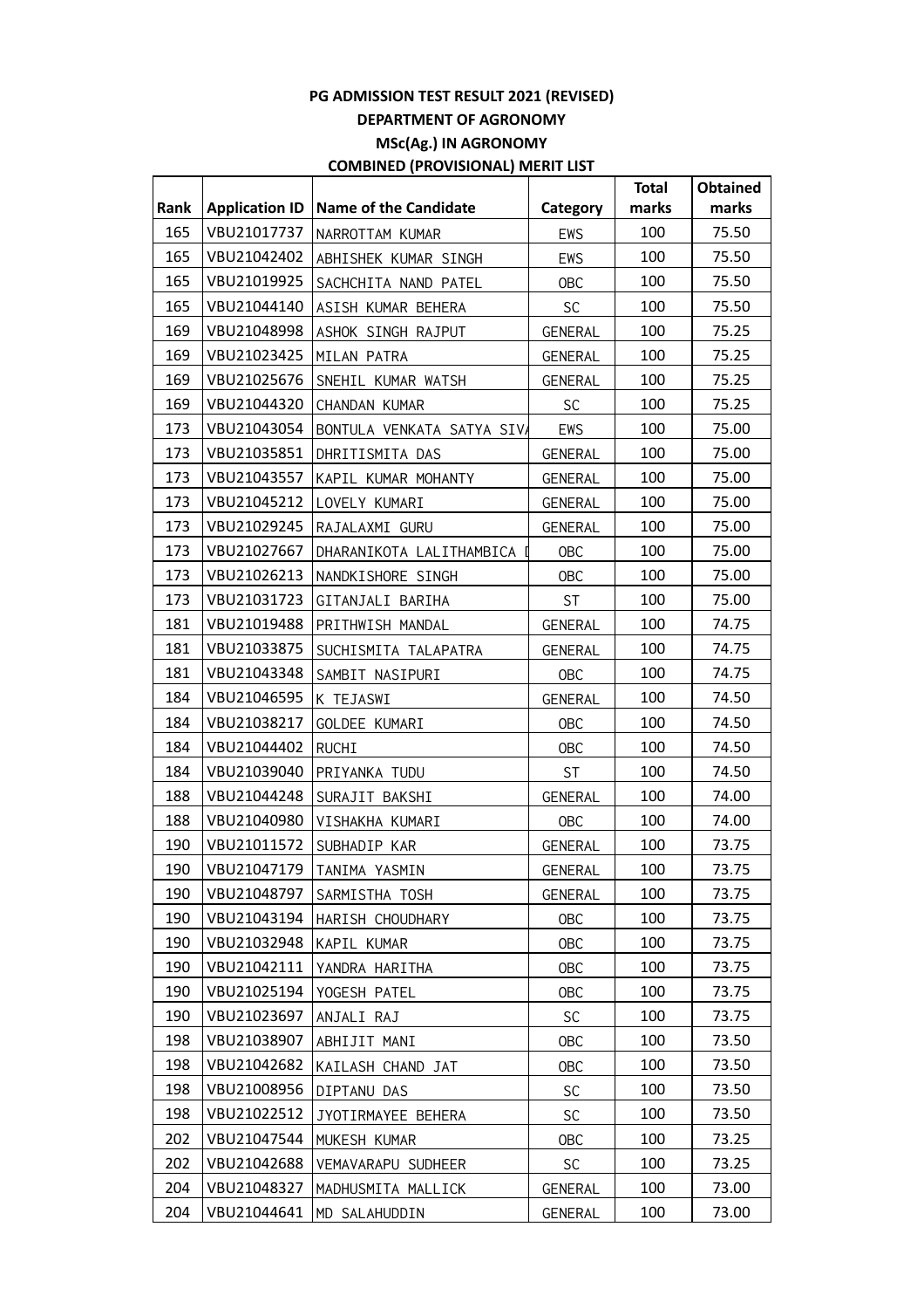# PG ADMISSION TEST RESULT 2021 (REVISED)

## DEPARTMENT OF AGRONOMY

## MSc(Ag.) IN AGRONOMY

## COMBINED (PROVISIONAL) MERIT LIST

| Rank | Application ID | Name of the Candidate | Category | Total marks | Obtained marks |
|---|---|---|---|---|---|
| 165 | VBU21017737 | NARROTTAM KUMAR | EWS | 100 | 75.50 |
| 165 | VBU21042402 | ABHISHEK KUMAR SINGH | EWS | 100 | 75.50 |
| 165 | VBU21019925 | SACHCHITA NAND PATEL | OBC | 100 | 75.50 |
| 165 | VBU21044140 | ASISH KUMAR BEHERA | SC | 100 | 75.50 |
| 169 | VBU21048998 | ASHOK SINGH RAJPUT | GENERAL | 100 | 75.25 |
| 169 | VBU21023425 | MILAN PATRA | GENERAL | 100 | 75.25 |
| 169 | VBU21025676 | SNEHIL KUMAR WATSH | GENERAL | 100 | 75.25 |
| 169 | VBU21044320 | CHANDAN KUMAR | SC | 100 | 75.25 |
| 173 | VBU21043054 | BONTULA VENKATA SATYA SIVA | EWS | 100 | 75.00 |
| 173 | VBU21035851 | DHRITISMITA DAS | GENERAL | 100 | 75.00 |
| 173 | VBU21043557 | KAPIL KUMAR MOHANTY | GENERAL | 100 | 75.00 |
| 173 | VBU21045212 | LOVELY KUMARI | GENERAL | 100 | 75.00 |
| 173 | VBU21029245 | RAJALAXMI GURU | GENERAL | 100 | 75.00 |
| 173 | VBU21027667 | DHARANIKOTA LALITHAMBICA D | OBC | 100 | 75.00 |
| 173 | VBU21026213 | NANDKISHORE SINGH | OBC | 100 | 75.00 |
| 173 | VBU21031723 | GITANJALI BARIHA | ST | 100 | 75.00 |
| 181 | VBU21019488 | PRITHWISH MANDAL | GENERAL | 100 | 74.75 |
| 181 | VBU21033875 | SUCHISMITA TALAPATRA | GENERAL | 100 | 74.75 |
| 181 | VBU21043348 | SAMBIT NASIPURI | OBC | 100 | 74.75 |
| 184 | VBU21046595 | K TEJASWI | GENERAL | 100 | 74.50 |
| 184 | VBU21038217 | GOLDEE KUMARI | OBC | 100 | 74.50 |
| 184 | VBU21044402 | RUCHI | OBC | 100 | 74.50 |
| 184 | VBU21039040 | PRIYANKA TUDU | ST | 100 | 74.50 |
| 188 | VBU21044248 | SURAJIT BAKSHI | GENERAL | 100 | 74.00 |
| 188 | VBU21040980 | VISHAKHA KUMARI | OBC | 100 | 74.00 |
| 190 | VBU21011572 | SUBHADIP KAR | GENERAL | 100 | 73.75 |
| 190 | VBU21047179 | TANIMA YASMIN | GENERAL | 100 | 73.75 |
| 190 | VBU21048797 | SARMISTHA TOSH | GENERAL | 100 | 73.75 |
| 190 | VBU21043194 | HARISH CHOUDHARY | OBC | 100 | 73.75 |
| 190 | VBU21032948 | KAPIL KUMAR | OBC | 100 | 73.75 |
| 190 | VBU21042111 | YANDRA HARITHA | OBC | 100 | 73.75 |
| 190 | VBU21025194 | YOGESH PATEL | OBC | 100 | 73.75 |
| 190 | VBU21023697 | ANJALI RAJ | SC | 100 | 73.75 |
| 198 | VBU21038907 | ABHIJIT MANI | OBC | 100 | 73.50 |
| 198 | VBU21042682 | KAILASH CHAND JAT | OBC | 100 | 73.50 |
| 198 | VBU21008956 | DIPTANU DAS | SC | 100 | 73.50 |
| 198 | VBU21022512 | JYOTIRMAYEE BEHERA | SC | 100 | 73.50 |
| 202 | VBU21047544 | MUKESH KUMAR | OBC | 100 | 73.25 |
| 202 | VBU21042688 | VEMAVARAPU SUDHEER | SC | 100 | 73.25 |
| 204 | VBU21048327 | MADHUSMITA MALLICK | GENERAL | 100 | 73.00 |
| 204 | VBU21044641 | MD SALAHUDDIN | GENERAL | 100 | 73.00 |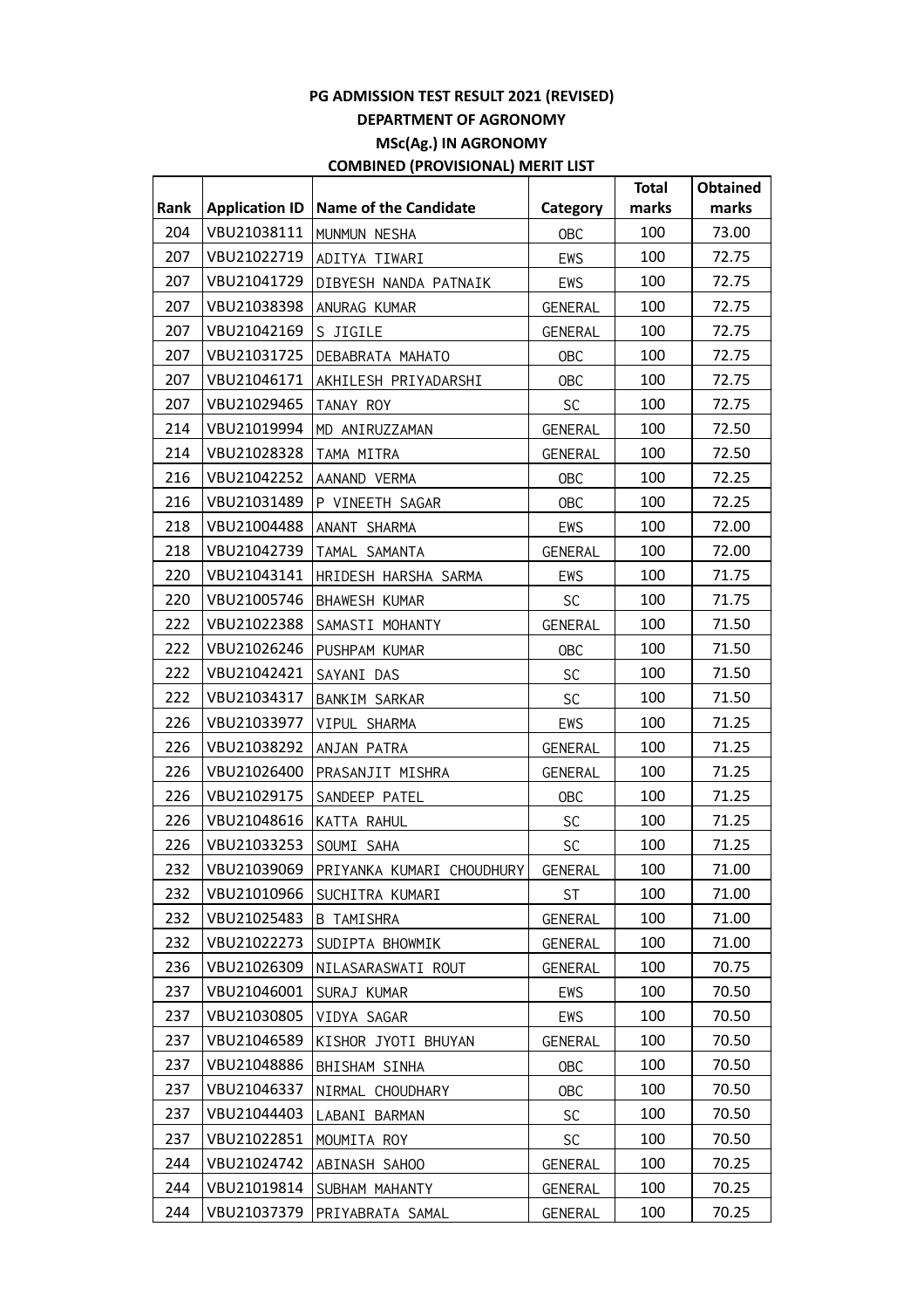**PG ADMISSION TEST RESULT 2021 (REVISED)**

**DEPARTMENT OF AGRONOMY**

**MSc(Ag.) IN AGRONOMY**

**COMBINED (PROVISIONAL) MERIT LIST**

| Rank | Application ID | Name of the Candidate | Category | Total marks | Obtained marks |
|---|---|---|---|---|---|
| 204 | VBU21038111 | MUNMUN NESHA | OBC | 100 | 73.00 |
| 207 | VBU21022719 | ADITYA TIWARI | EWS | 100 | 72.75 |
| 207 | VBU21041729 | DIBYESH NANDA PATNAIK | EWS | 100 | 72.75 |
| 207 | VBU21038398 | ANURAG KUMAR | GENERAL | 100 | 72.75 |
| 207 | VBU21042169 | S JIGILE | GENERAL | 100 | 72.75 |
| 207 | VBU21031725 | DEBABRATA MAHATO | OBC | 100 | 72.75 |
| 207 | VBU21046171 | AKHILESH PRIYADARSHI | OBC | 100 | 72.75 |
| 207 | VBU21029465 | TANAY ROY | SC | 100 | 72.75 |
| 214 | VBU21019994 | MD ANIRUZZAMAN | GENERAL | 100 | 72.50 |
| 214 | VBU21028328 | TAMA MITRA | GENERAL | 100 | 72.50 |
| 216 | VBU21042252 | AANAND VERMA | OBC | 100 | 72.25 |
| 216 | VBU21031489 | P VINEETH SAGAR | OBC | 100 | 72.25 |
| 218 | VBU21004488 | ANANT SHARMA | EWS | 100 | 72.00 |
| 218 | VBU21042739 | TAMAL SAMANTA | GENERAL | 100 | 72.00 |
| 220 | VBU21043141 | HRIDESH HARSHA SARMA | EWS | 100 | 71.75 |
| 220 | VBU21005746 | BHAWESH KUMAR | SC | 100 | 71.75 |
| 222 | VBU21022388 | SAMASTI MOHANTY | GENERAL | 100 | 71.50 |
| 222 | VBU21026246 | PUSHPAM KUMAR | OBC | 100 | 71.50 |
| 222 | VBU21042421 | SAYANI DAS | SC | 100 | 71.50 |
| 222 | VBU21034317 | BANKIM SARKAR | SC | 100 | 71.50 |
| 226 | VBU21033977 | VIPUL SHARMA | EWS | 100 | 71.25 |
| 226 | VBU21038292 | ANJAN PATRA | GENERAL | 100 | 71.25 |
| 226 | VBU21026400 | PRASANJIT MISHRA | GENERAL | 100 | 71.25 |
| 226 | VBU21029175 | SANDEEP PATEL | OBC | 100 | 71.25 |
| 226 | VBU21048616 | KATTA RAHUL | SC | 100 | 71.25 |
| 226 | VBU21033253 | SOUMI SAHA | SC | 100 | 71.25 |
| 232 | VBU21039069 | PRIYANKA KUMARI CHOUDHURY | GENERAL | 100 | 71.00 |
| 232 | VBU21010966 | SUCHITRA KUMARI | ST | 100 | 71.00 |
| 232 | VBU21025483 | B TAMISHRA | GENERAL | 100 | 71.00 |
| 232 | VBU21022273 | SUDIPTA BHOWMIK | GENERAL | 100 | 71.00 |
| 236 | VBU21026309 | NILASARASWATI ROUT | GENERAL | 100 | 70.75 |
| 237 | VBU21046001 | SURAJ KUMAR | EWS | 100 | 70.50 |
| 237 | VBU21030805 | VIDYA SAGAR | EWS | 100 | 70.50 |
| 237 | VBU21046589 | KISHOR JYOTI BHUYAN | GENERAL | 100 | 70.50 |
| 237 | VBU21048886 | BHISHAM SINHA | OBC | 100 | 70.50 |
| 237 | VBU21046337 | NIRMAL CHOUDHARY | OBC | 100 | 70.50 |
| 237 | VBU21044403 | LABANI BARMAN | SC | 100 | 70.50 |
| 237 | VBU21022851 | MOUMITA ROY | SC | 100 | 70.50 |
| 244 | VBU21024742 | ABINASH SAHOO | GENERAL | 100 | 70.25 |
| 244 | VBU21019814 | SUBHAM MAHANTY | GENERAL | 100 | 70.25 |
| 244 | VBU21037379 | PRIYABRATA SAMAL | GENERAL | 100 | 70.25 |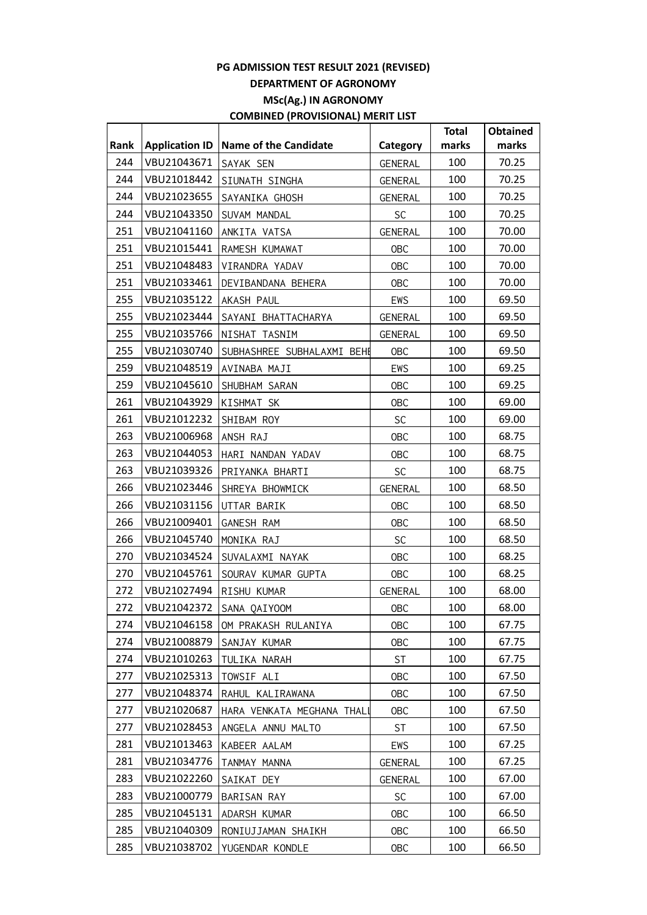**PG ADMISSION TEST RESULT 2021 (REVISED)**

**DEPARTMENT OF AGRONOMY**

**MSc(Ag.) IN AGRONOMY**

**COMBINED (PROVISIONAL) MERIT LIST**

| Rank | Application ID | Name of the Candidate | Category | Total marks | Obtained marks |
|---|---|---|---|---|---|
| 244 | VBU21043671 | SAYAK SEN | GENERAL | 100 | 70.25 |
| 244 | VBU21018442 | SIUNATH SINGHA | GENERAL | 100 | 70.25 |
| 244 | VBU21023655 | SAYANIKA GHOSH | GENERAL | 100 | 70.25 |
| 244 | VBU21043350 | SUVAM MANDAL | SC | 100 | 70.25 |
| 251 | VBU21041160 | ANKITA VATSA | GENERAL | 100 | 70.00 |
| 251 | VBU21015441 | RAMESH KUMAWAT | OBC | 100 | 70.00 |
| 251 | VBU21048483 | VIRANDRA YADAV | OBC | 100 | 70.00 |
| 251 | VBU21033461 | DEVIBANDANA BEHERA | OBC | 100 | 70.00 |
| 255 | VBU21035122 | AKASH PAUL | EWS | 100 | 69.50 |
| 255 | VBU21023444 | SAYANI BHATTACHARYA | GENERAL | 100 | 69.50 |
| 255 | VBU21035766 | NISHAT TASNIM | GENERAL | 100 | 69.50 |
| 255 | VBU21030740 | SUBHASHREE SUBHALAXMI BEHE | OBC | 100 | 69.50 |
| 259 | VBU21048519 | AVINABA MAJI | EWS | 100 | 69.25 |
| 259 | VBU21045610 | SHUBHAM SARAN | OBC | 100 | 69.25 |
| 261 | VBU21043929 | KISHMAT SK | OBC | 100 | 69.00 |
| 261 | VBU21012232 | SHIBAM ROY | SC | 100 | 69.00 |
| 263 | VBU21006968 | ANSH RAJ | OBC | 100 | 68.75 |
| 263 | VBU21044053 | HARI NANDAN YADAV | OBC | 100 | 68.75 |
| 263 | VBU21039326 | PRIYANKA BHARTI | SC | 100 | 68.75 |
| 266 | VBU21023446 | SHREYA BHOWMICK | GENERAL | 100 | 68.50 |
| 266 | VBU21031156 | UTTAR BARIK | OBC | 100 | 68.50 |
| 266 | VBU21009401 | GANESH RAM | OBC | 100 | 68.50 |
| 266 | VBU21045740 | MONIKA RAJ | SC | 100 | 68.50 |
| 270 | VBU21034524 | SUVALAXMI NAYAK | OBC | 100 | 68.25 |
| 270 | VBU21045761 | SOURAV KUMAR GUPTA | OBC | 100 | 68.25 |
| 272 | VBU21027494 | RISHU KUMAR | GENERAL | 100 | 68.00 |
| 272 | VBU21042372 | SANA QAIYOOM | OBC | 100 | 68.00 |
| 274 | VBU21046158 | OM PRAKASH RULANIYA | OBC | 100 | 67.75 |
| 274 | VBU21008879 | SANJAY KUMAR | OBC | 100 | 67.75 |
| 274 | VBU21010263 | TULIKA NARAH | ST | 100 | 67.75 |
| 277 | VBU21025313 | TOWSIF ALI | OBC | 100 | 67.50 |
| 277 | VBU21048374 | RAHUL KALIRAWANA | OBC | 100 | 67.50 |
| 277 | VBU21020687 | HARA VENKATA MEGHANA THALL | OBC | 100 | 67.50 |
| 277 | VBU21028453 | ANGELA ANNU MALTO | ST | 100 | 67.50 |
| 281 | VBU21013463 | KABEER AALAM | EWS | 100 | 67.25 |
| 281 | VBU21034776 | TANMAY MANNA | GENERAL | 100 | 67.25 |
| 283 | VBU21022260 | SAIKAT DEY | GENERAL | 100 | 67.00 |
| 283 | VBU21000779 | BARISAN RAY | SC | 100 | 67.00 |
| 285 | VBU21045131 | ADARSH KUMAR | OBC | 100 | 66.50 |
| 285 | VBU21040309 | RONIUJJAMAN SHAIKH | OBC | 100 | 66.50 |
| 285 | VBU21038702 | YUGENDAR KONDLE | OBC | 100 | 66.50 |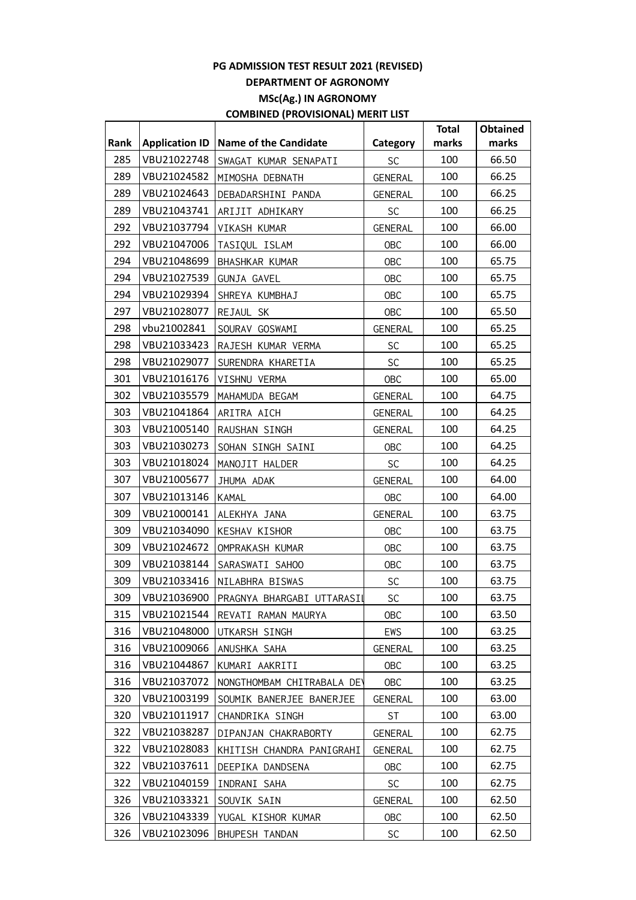**PG ADMISSION TEST RESULT 2021 (REVISED)**

**DEPARTMENT OF AGRONOMY**

**MSc(Ag.) IN AGRONOMY**

**COMBINED (PROVISIONAL) MERIT LIST**

| Rank | Application ID | Name of the Candidate | Category | Total marks | Obtained marks |
|---|---|---|---|---|---|
| 285 | VBU21022748 | SWAGAT KUMAR SENAPATI | SC | 100 | 66.50 |
| 289 | VBU21024582 | MIMOSHA DEBNATH | GENERAL | 100 | 66.25 |
| 289 | VBU21024643 | DEBADARSHINI PANDA | GENERAL | 100 | 66.25 |
| 289 | VBU21043741 | ARIJIT ADHIKARY | SC | 100 | 66.25 |
| 292 | VBU21037794 | VIKASH KUMAR | GENERAL | 100 | 66.00 |
| 292 | VBU21047006 | TASIQUL ISLAM | OBC | 100 | 66.00 |
| 294 | VBU21048699 | BHASHKAR KUMAR | OBC | 100 | 65.75 |
| 294 | VBU21027539 | GUNJA GAVEL | OBC | 100 | 65.75 |
| 294 | VBU21029394 | SHREYA KUMBHAJ | OBC | 100 | 65.75 |
| 297 | VBU21028077 | REJAUL SK | OBC | 100 | 65.50 |
| 298 | vbu21002841 | SOURAV GOSWAMI | GENERAL | 100 | 65.25 |
| 298 | VBU21033423 | RAJESH KUMAR VERMA | SC | 100 | 65.25 |
| 298 | VBU21029077 | SURENDRA KHARETIA | SC | 100 | 65.25 |
| 301 | VBU21016176 | VISHNU VERMA | OBC | 100 | 65.00 |
| 302 | VBU21035579 | MAHAMUDA BEGAM | GENERAL | 100 | 64.75 |
| 303 | VBU21041864 | ARITRA AICH | GENERAL | 100 | 64.25 |
| 303 | VBU21005140 | RAUSHAN SINGH | GENERAL | 100 | 64.25 |
| 303 | VBU21030273 | SOHAN SINGH SAINI | OBC | 100 | 64.25 |
| 303 | VBU21018024 | MANOJIT HALDER | SC | 100 | 64.25 |
| 307 | VBU21005677 | JHUMA ADAK | GENERAL | 100 | 64.00 |
| 307 | VBU21013146 | KAMAL | OBC | 100 | 64.00 |
| 309 | VBU21000141 | ALEKHYA JANA | GENERAL | 100 | 63.75 |
| 309 | VBU21034090 | KESHAV KISHOR | OBC | 100 | 63.75 |
| 309 | VBU21024672 | OMPRAKASH KUMAR | OBC | 100 | 63.75 |
| 309 | VBU21038144 | SARASWATI SAHOO | OBC | 100 | 63.75 |
| 309 | VBU21033416 | NILABHRA BISWAS | SC | 100 | 63.75 |
| 309 | VBU21036900 | PRAGNYA BHARGABI UTTARASIL | SC | 100 | 63.75 |
| 315 | VBU21021544 | REVATI RAMAN MAURYA | OBC | 100 | 63.50 |
| 316 | VBU21048000 | UTKARSH SINGH | EWS | 100 | 63.25 |
| 316 | VBU21009066 | ANUSHKA SAHA | GENERAL | 100 | 63.25 |
| 316 | VBU21044867 | KUMARI AAKRITI | OBC | 100 | 63.25 |
| 316 | VBU21037072 | NONGTHOMBAM CHITRABALA DEV | OBC | 100 | 63.25 |
| 320 | VBU21003199 | SOUMIK BANERJEE BANERJEE | GENERAL | 100 | 63.00 |
| 320 | VBU21011917 | CHANDRIKA SINGH | ST | 100 | 63.00 |
| 322 | VBU21038287 | DIPANJAN CHAKRABORTY | GENERAL | 100 | 62.75 |
| 322 | VBU21028083 | KHITISH CHANDRA PANIGRAHI | GENERAL | 100 | 62.75 |
| 322 | VBU21037611 | DEEPIKA DANDSENA | OBC | 100 | 62.75 |
| 322 | VBU21040159 | INDRANI SAHA | SC | 100 | 62.75 |
| 326 | VBU21033321 | SOUVIK SAIN | GENERAL | 100 | 62.50 |
| 326 | VBU21043339 | YUGAL KISHOR KUMAR | OBC | 100 | 62.50 |
| 326 | VBU21023096 | BHUPESH TANDAN | SC | 100 | 62.50 |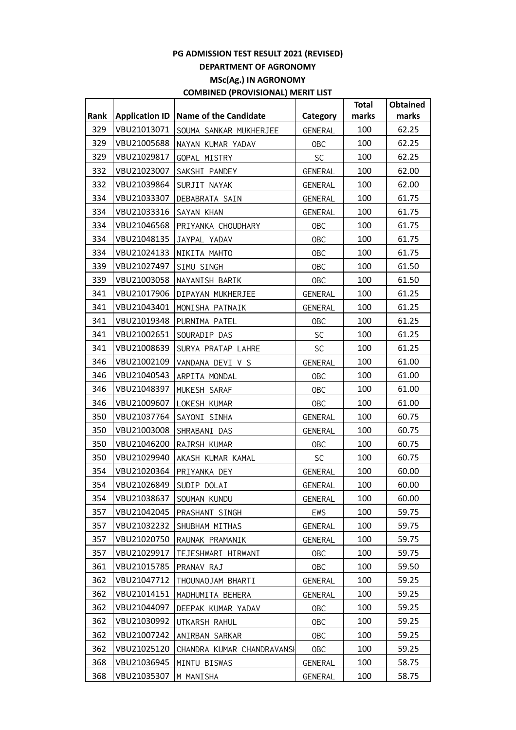# PG ADMISSION TEST RESULT 2021 (REVISED)

## DEPARTMENT OF AGRONOMY

## MSc(Ag.) IN AGRONOMY

## COMBINED (PROVISIONAL) MERIT LIST

| Rank | Application ID | Name of the Candidate | Category | Total marks | Obtained marks |
|---|---|---|---|---|---|
| 329 | VBU21013071 | SOUMA SANKAR MUKHERJEE | GENERAL | 100 | 62.25 |
| 329 | VBU21005688 | NAYAN KUMAR YADAV | OBC | 100 | 62.25 |
| 329 | VBU21029817 | GOPAL MISTRY | SC | 100 | 62.25 |
| 332 | VBU21023007 | SAKSHI PANDEY | GENERAL | 100 | 62.00 |
| 332 | VBU21039864 | SURJIT NAYAK | GENERAL | 100 | 62.00 |
| 334 | VBU21033307 | DEBABRATA SAIN | GENERAL | 100 | 61.75 |
| 334 | VBU21033316 | SAYAN KHAN | GENERAL | 100 | 61.75 |
| 334 | VBU21046568 | PRIYANKA CHOUDHARY | OBC | 100 | 61.75 |
| 334 | VBU21048135 | JAYPAL YADAV | OBC | 100 | 61.75 |
| 334 | VBU21024133 | NIKITA MAHTO | OBC | 100 | 61.75 |
| 339 | VBU21027497 | SIMU SINGH | OBC | 100 | 61.50 |
| 339 | VBU21003058 | NAYANISH BARIK | OBC | 100 | 61.50 |
| 341 | VBU21017906 | DIPAYAN MUKHERJEE | GENERAL | 100 | 61.25 |
| 341 | VBU21043401 | MONISHA PATNAIK | GENERAL | 100 | 61.25 |
| 341 | VBU21019348 | PURNIMA PATEL | OBC | 100 | 61.25 |
| 341 | VBU21002651 | SOURADIP DAS | SC | 100 | 61.25 |
| 341 | VBU21008639 | SURYA PRATAP LAHRE | SC | 100 | 61.25 |
| 346 | VBU21002109 | VANDANA DEVI V S | GENERAL | 100 | 61.00 |
| 346 | VBU21040543 | ARPITA MONDAL | OBC | 100 | 61.00 |
| 346 | VBU21048397 | MUKESH SARAF | OBC | 100 | 61.00 |
| 346 | VBU21009607 | LOKESH KUMAR | OBC | 100 | 61.00 |
| 350 | VBU21037764 | SAYONI SINHA | GENERAL | 100 | 60.75 |
| 350 | VBU21003008 | SHRABANI DAS | GENERAL | 100 | 60.75 |
| 350 | VBU21046200 | RAJRSH KUMAR | OBC | 100 | 60.75 |
| 350 | VBU21029940 | AKASH KUMAR KAMAL | SC | 100 | 60.75 |
| 354 | VBU21020364 | PRIYANKA DEY | GENERAL | 100 | 60.00 |
| 354 | VBU21026849 | SUDIP DOLAI | GENERAL | 100 | 60.00 |
| 354 | VBU21038637 | SOUMAN KUNDU | GENERAL | 100 | 60.00 |
| 357 | VBU21042045 | PRASHANT SINGH | EWS | 100 | 59.75 |
| 357 | VBU21032232 | SHUBHAM MITHAS | GENERAL | 100 | 59.75 |
| 357 | VBU21020750 | RAUNAK PRAMANIK | GENERAL | 100 | 59.75 |
| 357 | VBU21029917 | TEJESHWARI HIRWANI | OBC | 100 | 59.75 |
| 361 | VBU21015785 | PRANAV RAJ | OBC | 100 | 59.50 |
| 362 | VBU21047712 | THOUNAOJAM BHARTI | GENERAL | 100 | 59.25 |
| 362 | VBU21014151 | MADHUMITA BEHERA | GENERAL | 100 | 59.25 |
| 362 | VBU21044097 | DEEPAK KUMAR YADAV | OBC | 100 | 59.25 |
| 362 | VBU21030992 | UTKARSH RAHUL | OBC | 100 | 59.25 |
| 362 | VBU21007242 | ANIRBAN SARKAR | OBC | 100 | 59.25 |
| 362 | VBU21025120 | CHANDRA KUMAR CHANDRAVANSH | OBC | 100 | 59.25 |
| 368 | VBU21036945 | MINTU BISWAS | GENERAL | 100 | 58.75 |
| 368 | VBU21035307 | M MANISHA | GENERAL | 100 | 58.75 |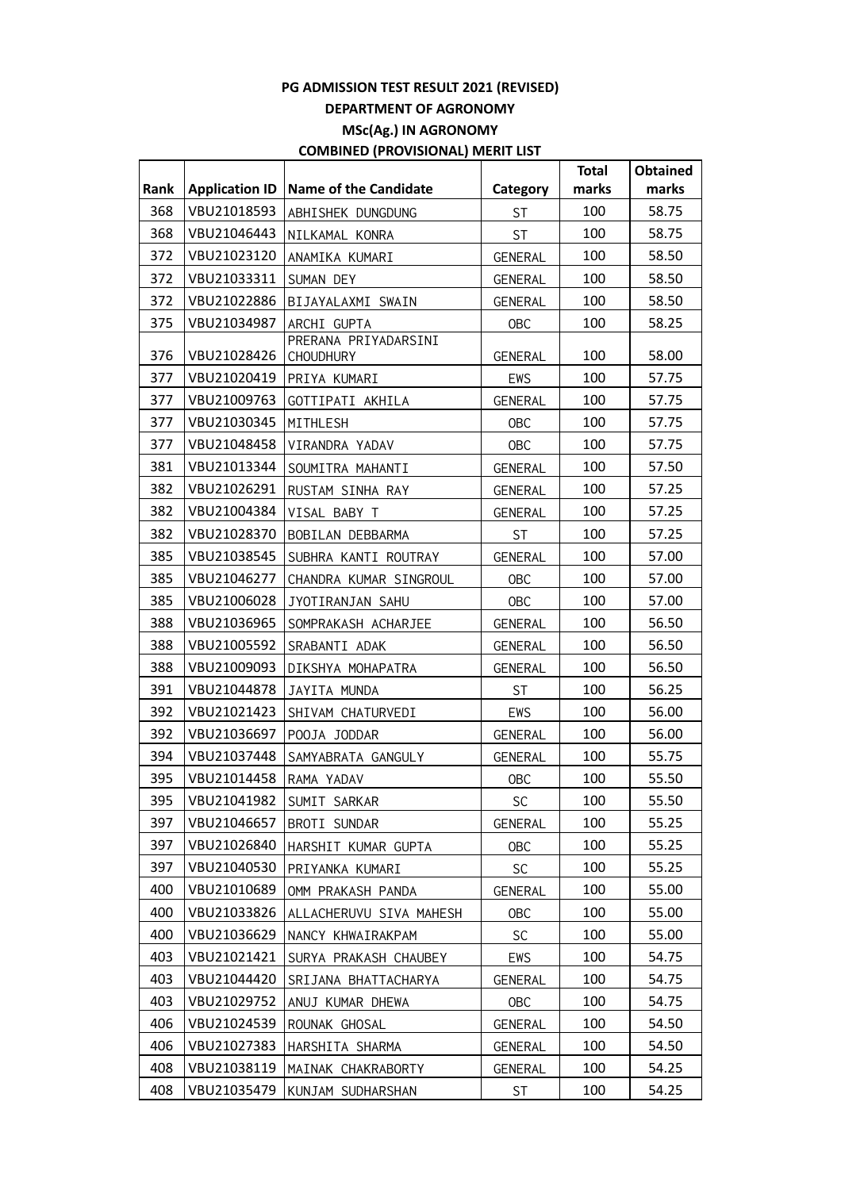**PG ADMISSION TEST RESULT 2021 (REVISED)**

**DEPARTMENT OF AGRONOMY**

**MSc(Ag.) IN AGRONOMY**

**COMBINED (PROVISIONAL) MERIT LIST**

| Rank | Application ID | Name of the Candidate | Category | Total marks | Obtained marks |
|---|---|---|---|---|---|
| 368 | VBU21018593 | ABHISHEK DUNGDUNG | ST | 100 | 58.75 |
| 368 | VBU21046443 | NILKAMAL KONRA | ST | 100 | 58.75 |
| 372 | VBU21023120 | ANAMIKA KUMARI | GENERAL | 100 | 58.50 |
| 372 | VBU21033311 | SUMAN DEY | GENERAL | 100 | 58.50 |
| 372 | VBU21022886 | BIJAYALAXMI SWAIN | GENERAL | 100 | 58.50 |
| 375 | VBU21034987 | ARCHI GUPTA | OBC | 100 | 58.25 |
| 376 | VBU21028426 | PRERANA PRIYADARSINI CHOUDHURY | GENERAL | 100 | 58.00 |
| 377 | VBU21020419 | PRIYA KUMARI | EWS | 100 | 57.75 |
| 377 | VBU21009763 | GOTTIPATI AKHILA | GENERAL | 100 | 57.75 |
| 377 | VBU21030345 | MITHLESH | OBC | 100 | 57.75 |
| 377 | VBU21048458 | VIRANDRA YADAV | OBC | 100 | 57.75 |
| 381 | VBU21013344 | SOUMITRA MAHANTI | GENERAL | 100 | 57.50 |
| 382 | VBU21026291 | RUSTAM SINHA RAY | GENERAL | 100 | 57.25 |
| 382 | VBU21004384 | VISAL BABY T | GENERAL | 100 | 57.25 |
| 382 | VBU21028370 | BOBILAN DEBBARMA | ST | 100 | 57.25 |
| 385 | VBU21038545 | SUBHRA KANTI ROUTRAY | GENERAL | 100 | 57.00 |
| 385 | VBU21046277 | CHANDRA KUMAR SINGROUL | OBC | 100 | 57.00 |
| 385 | VBU21006028 | JYOTIRANJAN SAHU | OBC | 100 | 57.00 |
| 388 | VBU21036965 | SOMPRAKASH ACHARJEE | GENERAL | 100 | 56.50 |
| 388 | VBU21005592 | SRABANTI ADAK | GENERAL | 100 | 56.50 |
| 388 | VBU21009093 | DIKSHYA MOHAPATRA | GENERAL | 100 | 56.50 |
| 391 | VBU21044878 | JAYITA MUNDA | ST | 100 | 56.25 |
| 392 | VBU21021423 | SHIVAM CHATURVEDI | EWS | 100 | 56.00 |
| 392 | VBU21036697 | POOJA JODDAR | GENERAL | 100 | 56.00 |
| 394 | VBU21037448 | SAMYABRATA GANGULY | GENERAL | 100 | 55.75 |
| 395 | VBU21014458 | RAMA YADAV | OBC | 100 | 55.50 |
| 395 | VBU21041982 | SUMIT SARKAR | SC | 100 | 55.50 |
| 397 | VBU21046657 | BROTI SUNDAR | GENERAL | 100 | 55.25 |
| 397 | VBU21026840 | HARSHIT KUMAR GUPTA | OBC | 100 | 55.25 |
| 397 | VBU21040530 | PRIYANKA KUMARI | SC | 100 | 55.25 |
| 400 | VBU21010689 | OMM PRAKASH PANDA | GENERAL | 100 | 55.00 |
| 400 | VBU21033826 | ALLACHERUVU SIVA MAHESH | OBC | 100 | 55.00 |
| 400 | VBU21036629 | NANCY KHWAIRAKPAM | SC | 100 | 55.00 |
| 403 | VBU21021421 | SURYA PRAKASH CHAUBEY | EWS | 100 | 54.75 |
| 403 | VBU21044420 | SRIJANA BHATTACHARYA | GENERAL | 100 | 54.75 |
| 403 | VBU21029752 | ANUJ KUMAR DHEWA | OBC | 100 | 54.75 |
| 406 | VBU21024539 | ROUNAK GHOSAL | GENERAL | 100 | 54.50 |
| 406 | VBU21027383 | HARSHITA SHARMA | GENERAL | 100 | 54.50 |
| 408 | VBU21038119 | MAINAK CHAKRABORTY | GENERAL | 100 | 54.25 |
| 408 | VBU21035479 | KUNJAM SUDHARSHAN | ST | 100 | 54.25 |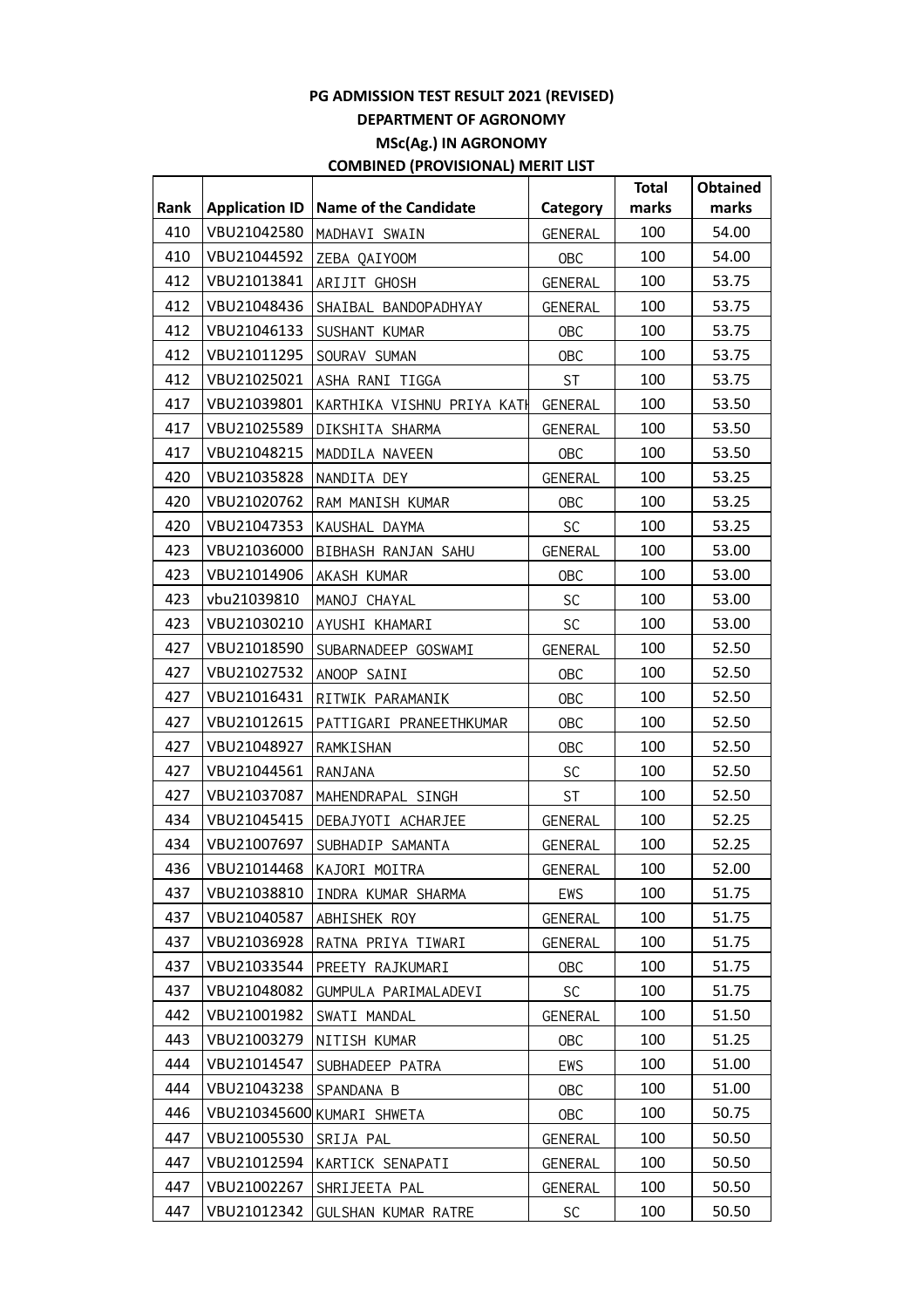# PG ADMISSION TEST RESULT 2021 (REVISED)
## DEPARTMENT OF AGRONOMY
## MSc(Ag.) IN AGRONOMY
## COMBINED (PROVISIONAL) MERIT LIST

| Rank | Application ID | Name of the Candidate | Category | Total marks | Obtained marks |
|---|---|---|---|---|---|
| 410 | VBU21042580 | MADHAVI SWAIN | GENERAL | 100 | 54.00 |
| 410 | VBU21044592 | ZEBA QAIYOOM | OBC | 100 | 54.00 |
| 412 | VBU21013841 | ARIJIT GHOSH | GENERAL | 100 | 53.75 |
| 412 | VBU21048436 | SHAIBAL BANDOPADHYAY | GENERAL | 100 | 53.75 |
| 412 | VBU21046133 | SUSHANT KUMAR | OBC | 100 | 53.75 |
| 412 | VBU21011295 | SOURAV SUMAN | OBC | 100 | 53.75 |
| 412 | VBU21025021 | ASHA RANI TIGGA | ST | 100 | 53.75 |
| 417 | VBU21039801 | KARTHIKA VISHNU PRIYA KATH | GENERAL | 100 | 53.50 |
| 417 | VBU21025589 | DIKSHITA SHARMA | GENERAL | 100 | 53.50 |
| 417 | VBU21048215 | MADDILA NAVEEN | OBC | 100 | 53.50 |
| 420 | VBU21035828 | NANDITA DEY | GENERAL | 100 | 53.25 |
| 420 | VBU21020762 | RAM MANISH KUMAR | OBC | 100 | 53.25 |
| 420 | VBU21047353 | KAUSHAL DAYMA | SC | 100 | 53.25 |
| 423 | VBU21036000 | BIBHASH RANJAN SAHU | GENERAL | 100 | 53.00 |
| 423 | VBU21014906 | AKASH KUMAR | OBC | 100 | 53.00 |
| 423 | vbu21039810 | MANOJ CHAYAL | SC | 100 | 53.00 |
| 423 | VBU21030210 | AYUSHI KHAMARI | SC | 100 | 53.00 |
| 427 | VBU21018590 | SUBARNADEEP GOSWAMI | GENERAL | 100 | 52.50 |
| 427 | VBU21027532 | ANOOP SAINI | OBC | 100 | 52.50 |
| 427 | VBU21016431 | RITWIK PARAMANIK | OBC | 100 | 52.50 |
| 427 | VBU21012615 | PATTIGARI PRANEETHKUMAR | OBC | 100 | 52.50 |
| 427 | VBU21048927 | RAMKISHAN | OBC | 100 | 52.50 |
| 427 | VBU21044561 | RANJANA | SC | 100 | 52.50 |
| 427 | VBU21037087 | MAHENDRAPAL SINGH | ST | 100 | 52.50 |
| 434 | VBU21045415 | DEBAJYOTI ACHARJEE | GENERAL | 100 | 52.25 |
| 434 | VBU21007697 | SUBHADIP SAMANTA | GENERAL | 100 | 52.25 |
| 436 | VBU21014468 | KAJORI MOITRA | GENERAL | 100 | 52.00 |
| 437 | VBU21038810 | INDRA KUMAR SHARMA | EWS | 100 | 51.75 |
| 437 | VBU21040587 | ABHISHEK ROY | GENERAL | 100 | 51.75 |
| 437 | VBU21036928 | RATNA PRIYA TIWARI | GENERAL | 100 | 51.75 |
| 437 | VBU21033544 | PREETY RAJKUMARI | OBC | 100 | 51.75 |
| 437 | VBU21048082 | GUMPULA PARIMALADEVI | SC | 100 | 51.75 |
| 442 | VBU21001982 | SWATI MANDAL | GENERAL | 100 | 51.50 |
| 443 | VBU21003279 | NITISH KUMAR | OBC | 100 | 51.25 |
| 444 | VBU21014547 | SUBHADEEP PATRA | EWS | 100 | 51.00 |
| 444 | VBU21043238 | SPANDANA B | OBC | 100 | 51.00 |
| 446 | VBU210345600 | KUMARI SHWETA | OBC | 100 | 50.75 |
| 447 | VBU21005530 | SRIJA PAL | GENERAL | 100 | 50.50 |
| 447 | VBU21012594 | KARTICK SENAPATI | GENERAL | 100 | 50.50 |
| 447 | VBU21002267 | SHRIJEETA PAL | GENERAL | 100 | 50.50 |
| 447 | VBU21012342 | GULSHAN KUMAR RATRE | SC | 100 | 50.50 |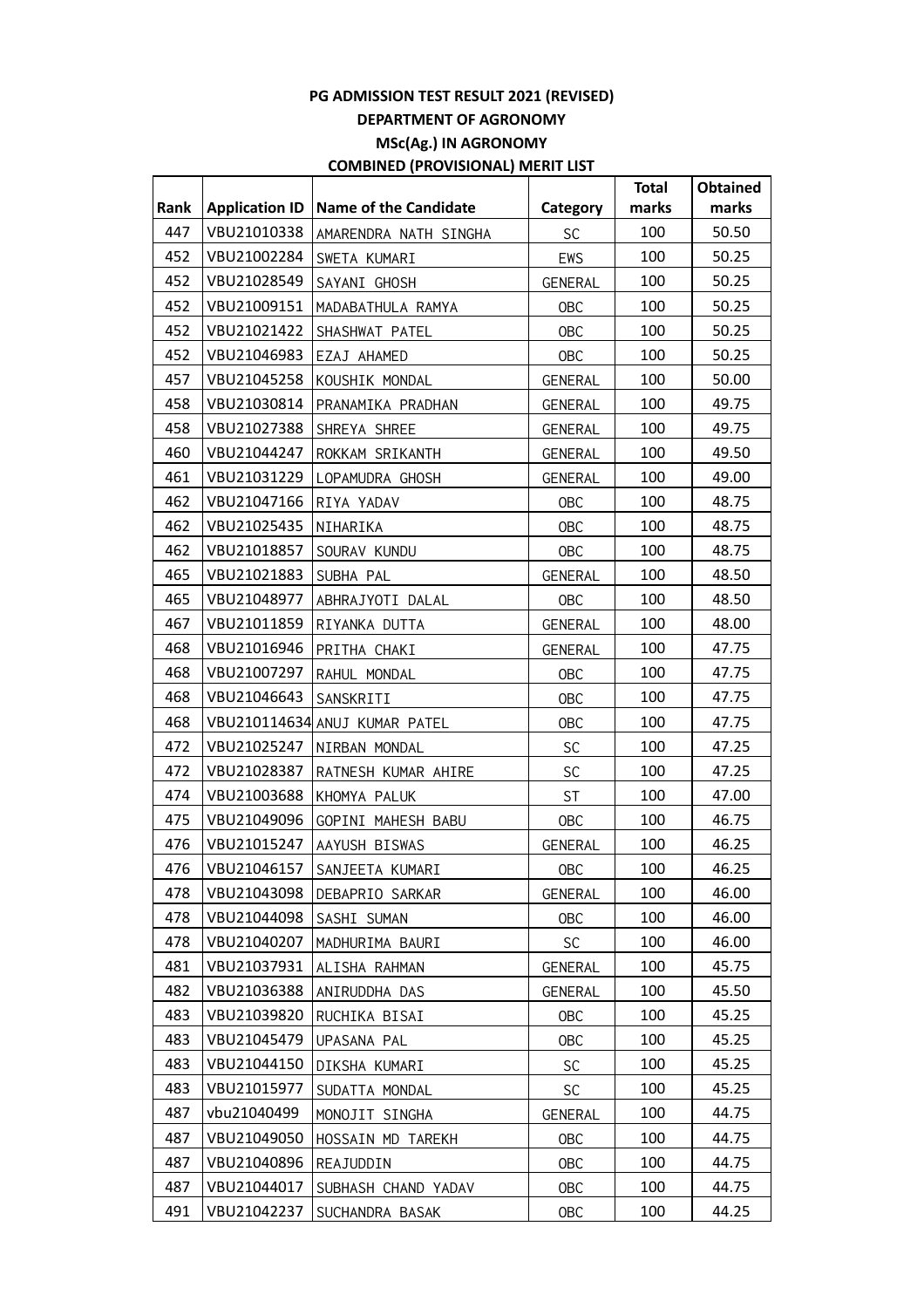# PG ADMISSION TEST RESULT 2021 (REVISED)

## DEPARTMENT OF AGRONOMY

## MSc(Ag.) IN AGRONOMY

## COMBINED (PROVISIONAL) MERIT LIST

| Rank | Application ID | Name of the Candidate | Category | Total marks | Obtained marks |
|---|---|---|---|---|---|
| 447 | VBU21010338 | AMARENDRA NATH SINGHA | SC | 100 | 50.50 |
| 452 | VBU21002284 | SWETA KUMARI | EWS | 100 | 50.25 |
| 452 | VBU21028549 | SAYANI GHOSH | GENERAL | 100 | 50.25 |
| 452 | VBU21009151 | MADABATHULA RAMYA | OBC | 100 | 50.25 |
| 452 | VBU21021422 | SHASHWAT PATEL | OBC | 100 | 50.25 |
| 452 | VBU21046983 | EZAJ AHAMED | OBC | 100 | 50.25 |
| 457 | VBU21045258 | KOUSHIK MONDAL | GENERAL | 100 | 50.00 |
| 458 | VBU21030814 | PRANAMIKA PRADHAN | GENERAL | 100 | 49.75 |
| 458 | VBU21027388 | SHREYA SHREE | GENERAL | 100 | 49.75 |
| 460 | VBU21044247 | ROKKAM SRIKANTH | GENERAL | 100 | 49.50 |
| 461 | VBU21031229 | LOPAMUDRA GHOSH | GENERAL | 100 | 49.00 |
| 462 | VBU21047166 | RIYA YADAV | OBC | 100 | 48.75 |
| 462 | VBU21025435 | NIHARIKA | OBC | 100 | 48.75 |
| 462 | VBU21018857 | SOURAV KUNDU | OBC | 100 | 48.75 |
| 465 | VBU21021883 | SUBHA PAL | GENERAL | 100 | 48.50 |
| 465 | VBU21048977 | ABHRAJYOTI DALAL | OBC | 100 | 48.50 |
| 467 | VBU21011859 | RIYANKA DUTTA | GENERAL | 100 | 48.00 |
| 468 | VBU21016946 | PRITHA CHAKI | GENERAL | 100 | 47.75 |
| 468 | VBU21007297 | RAHUL MONDAL | OBC | 100 | 47.75 |
| 468 | VBU21046643 | SANSKRITI | OBC | 100 | 47.75 |
| 468 | VBU210114634 | ANUJ KUMAR PATEL | OBC | 100 | 47.75 |
| 472 | VBU21025247 | NIRBAN MONDAL | SC | 100 | 47.25 |
| 472 | VBU21028387 | RATNESH KUMAR AHIRE | SC | 100 | 47.25 |
| 474 | VBU21003688 | KHOMYA PALUK | ST | 100 | 47.00 |
| 475 | VBU21049096 | GOPINI MAHESH BABU | OBC | 100 | 46.75 |
| 476 | VBU21015247 | AAYUSH BISWAS | GENERAL | 100 | 46.25 |
| 476 | VBU21046157 | SANJEETA KUMARI | OBC | 100 | 46.25 |
| 478 | VBU21043098 | DEBAPRIO SARKAR | GENERAL | 100 | 46.00 |
| 478 | VBU21044098 | SASHI SUMAN | OBC | 100 | 46.00 |
| 478 | VBU21040207 | MADHURIMA BAURI | SC | 100 | 46.00 |
| 481 | VBU21037931 | ALISHA RAHMAN | GENERAL | 100 | 45.75 |
| 482 | VBU21036388 | ANIRUDDHA DAS | GENERAL | 100 | 45.50 |
| 483 | VBU21039820 | RUCHIKA BISAI | OBC | 100 | 45.25 |
| 483 | VBU21045479 | UPASANA PAL | OBC | 100 | 45.25 |
| 483 | VBU21044150 | DIKSHA KUMARI | SC | 100 | 45.25 |
| 483 | VBU21015977 | SUDATTA MONDAL | SC | 100 | 45.25 |
| 487 | vbu21040499 | MONOJIT SINGHA | GENERAL | 100 | 44.75 |
| 487 | VBU21049050 | HOSSAIN MD TAREKH | OBC | 100 | 44.75 |
| 487 | VBU21040896 | REAJUDDIN | OBC | 100 | 44.75 |
| 487 | VBU21044017 | SUBHASH CHAND YADAV | OBC | 100 | 44.75 |
| 491 | VBU21042237 | SUCHANDRA BASAK | OBC | 100 | 44.25 |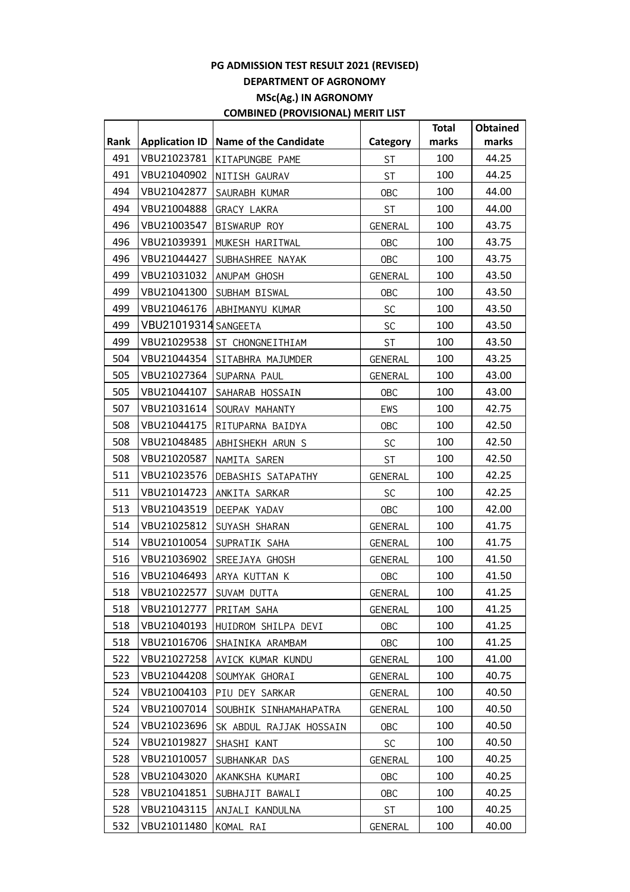**PG ADMISSION TEST RESULT 2021 (REVISED)**

**DEPARTMENT OF AGRONOMY**

**MSc(Ag.) IN AGRONOMY**

**COMBINED (PROVISIONAL) MERIT LIST**

| Rank | Application ID | Name of the Candidate | Category | Total marks | Obtained marks |
|---|---|---|---|---|---|
| 491 | VBU21023781 | KITAPUNGBE PAME | ST | 100 | 44.25 |
| 491 | VBU21040902 | NITISH GAURAV | ST | 100 | 44.25 |
| 494 | VBU21042877 | SAURABH KUMAR | OBC | 100 | 44.00 |
| 494 | VBU21004888 | GRACY LAKRA | ST | 100 | 44.00 |
| 496 | VBU21003547 | BISWARUP ROY | GENERAL | 100 | 43.75 |
| 496 | VBU21039391 | MUKESH HARITWAL | OBC | 100 | 43.75 |
| 496 | VBU21044427 | SUBHASHREE NAYAK | OBC | 100 | 43.75 |
| 499 | VBU21031032 | ANUPAM GHOSH | GENERAL | 100 | 43.50 |
| 499 | VBU21041300 | SUBHAM BISWAL | OBC | 100 | 43.50 |
| 499 | VBU21046176 | ABHIMANYU KUMAR | SC | 100 | 43.50 |
| 499 | VBU21019314 | SANGEETA | SC | 100 | 43.50 |
| 499 | VBU21029538 | ST CHONGNEITHIAM | ST | 100 | 43.50 |
| 504 | VBU21044354 | SITABHRA MAJUMDER | GENERAL | 100 | 43.25 |
| 505 | VBU21027364 | SUPARNA PAUL | GENERAL | 100 | 43.00 |
| 505 | VBU21044107 | SAHARAB HOSSAIN | OBC | 100 | 43.00 |
| 507 | VBU21031614 | SOURAV MAHANTY | EWS | 100 | 42.75 |
| 508 | VBU21044175 | RITUPARNA BAIDYA | OBC | 100 | 42.50 |
| 508 | VBU21048485 | ABHISHEKH ARUN S | SC | 100 | 42.50 |
| 508 | VBU21020587 | NAMITA SAREN | ST | 100 | 42.50 |
| 511 | VBU21023576 | DEBASHIS SATAPATHY | GENERAL | 100 | 42.25 |
| 511 | VBU21014723 | ANKITA SARKAR | SC | 100 | 42.25 |
| 513 | VBU21043519 | DEEPAK YADAV | OBC | 100 | 42.00 |
| 514 | VBU21025812 | SUYASH SHARAN | GENERAL | 100 | 41.75 |
| 514 | VBU21010054 | SUPRATIK SAHA | GENERAL | 100 | 41.75 |
| 516 | VBU21036902 | SREEJAYA GHOSH | GENERAL | 100 | 41.50 |
| 516 | VBU21046493 | ARYA KUTTAN K | OBC | 100 | 41.50 |
| 518 | VBU21022577 | SUVAM DUTTA | GENERAL | 100 | 41.25 |
| 518 | VBU21012777 | PRITAM SAHA | GENERAL | 100 | 41.25 |
| 518 | VBU21040193 | HUIDROM SHILPA DEVI | OBC | 100 | 41.25 |
| 518 | VBU21016706 | SHAINIKA ARAMBAM | OBC | 100 | 41.25 |
| 522 | VBU21027258 | AVICK KUMAR KUNDU | GENERAL | 100 | 41.00 |
| 523 | VBU21044208 | SOUMYAK GHORAI | GENERAL | 100 | 40.75 |
| 524 | VBU21004103 | PIU DEY SARKAR | GENERAL | 100 | 40.50 |
| 524 | VBU21007014 | SOUBHIK SINHAMAHAPATRA | GENERAL | 100 | 40.50 |
| 524 | VBU21023696 | SK ABDUL RAJJAK HOSSAIN | OBC | 100 | 40.50 |
| 524 | VBU21019827 | SHASHI KANT | SC | 100 | 40.50 |
| 528 | VBU21010057 | SUBHANKAR DAS | GENERAL | 100 | 40.25 |
| 528 | VBU21043020 | AKANKSHA KUMARI | OBC | 100 | 40.25 |
| 528 | VBU21041851 | SUBHAJIT BAWALI | OBC | 100 | 40.25 |
| 528 | VBU21043115 | ANJALI KANDULNA | ST | 100 | 40.25 |
| 532 | VBU21011480 | KOMAL RAI | GENERAL | 100 | 40.00 |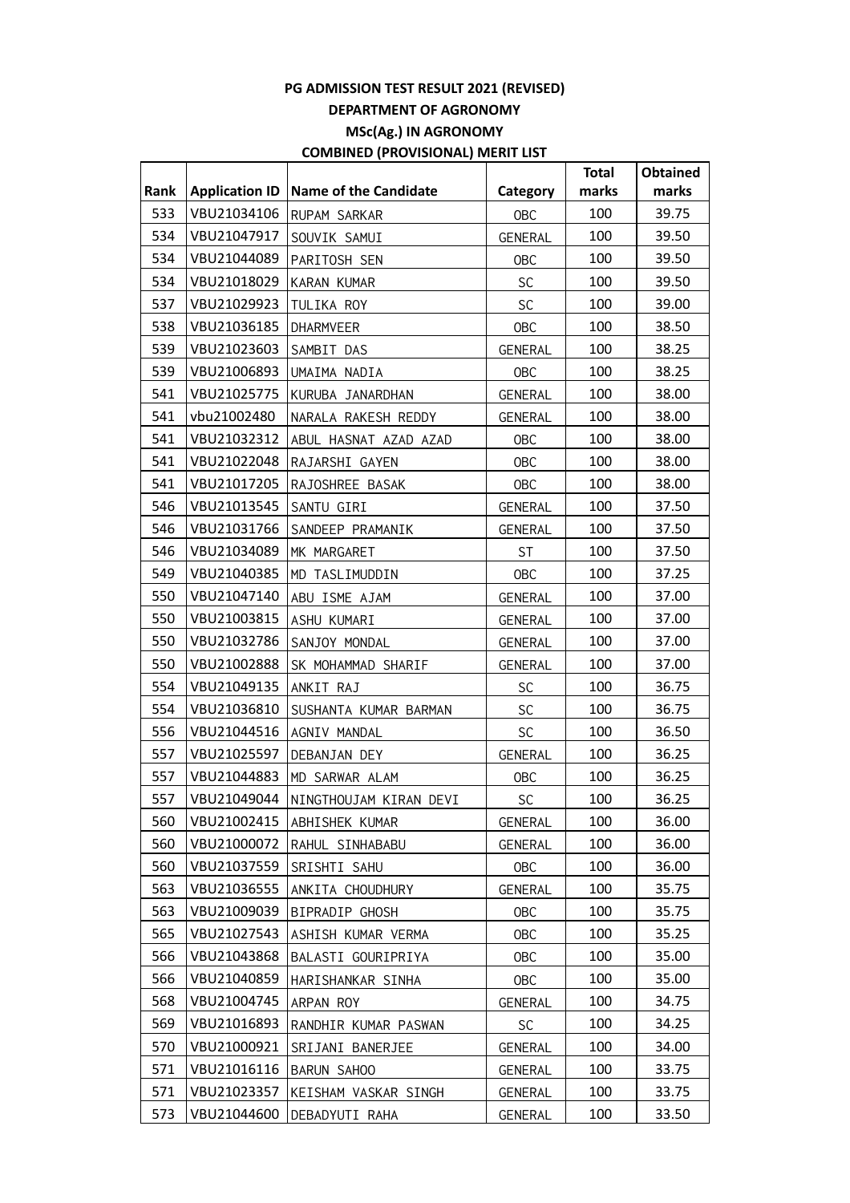# PG ADMISSION TEST RESULT 2021 (REVISED)

## DEPARTMENT OF AGRONOMY

## MSc(Ag.) IN AGRONOMY

## COMBINED (PROVISIONAL) MERIT LIST

| Rank | Application ID | Name of the Candidate | Category | Total marks | Obtained marks |
|---|---|---|---|---|---|
| 533 | VBU21034106 | RUPAM SARKAR | OBC | 100 | 39.75 |
| 534 | VBU21047917 | SOUVIK SAMUI | GENERAL | 100 | 39.50 |
| 534 | VBU21044089 | PARITOSH SEN | OBC | 100 | 39.50 |
| 534 | VBU21018029 | KARAN KUMAR | SC | 100 | 39.50 |
| 537 | VBU21029923 | TULIKA ROY | SC | 100 | 39.00 |
| 538 | VBU21036185 | DHARMVEER | OBC | 100 | 38.50 |
| 539 | VBU21023603 | SAMBIT DAS | GENERAL | 100 | 38.25 |
| 539 | VBU21006893 | UMAIMA NADIA | OBC | 100 | 38.25 |
| 541 | VBU21025775 | KURUBA JANARDHAN | GENERAL | 100 | 38.00 |
| 541 | vbu21002480 | NARALA RAKESH REDDY | GENERAL | 100 | 38.00 |
| 541 | VBU21032312 | ABUL HASNAT AZAD AZAD | OBC | 100 | 38.00 |
| 541 | VBU21022048 | RAJARSHI GAYEN | OBC | 100 | 38.00 |
| 541 | VBU21017205 | RAJOSHREE BASAK | OBC | 100 | 38.00 |
| 546 | VBU21013545 | SANTU GIRI | GENERAL | 100 | 37.50 |
| 546 | VBU21031766 | SANDEEP PRAMANIK | GENERAL | 100 | 37.50 |
| 546 | VBU21034089 | MK MARGARET | ST | 100 | 37.50 |
| 549 | VBU21040385 | MD TASLIMUDDIN | OBC | 100 | 37.25 |
| 550 | VBU21047140 | ABU ISME AJAM | GENERAL | 100 | 37.00 |
| 550 | VBU21003815 | ASHU KUMARI | GENERAL | 100 | 37.00 |
| 550 | VBU21032786 | SANJOY MONDAL | GENERAL | 100 | 37.00 |
| 550 | VBU21002888 | SK MOHAMMAD SHARIF | GENERAL | 100 | 37.00 |
| 554 | VBU21049135 | ANKIT RAJ | SC | 100 | 36.75 |
| 554 | VBU21036810 | SUSHANTA KUMAR BARMAN | SC | 100 | 36.75 |
| 556 | VBU21044516 | AGNIV MANDAL | SC | 100 | 36.50 |
| 557 | VBU21025597 | DEBANJAN DEY | GENERAL | 100 | 36.25 |
| 557 | VBU21044883 | MD SARWAR ALAM | OBC | 100 | 36.25 |
| 557 | VBU21049044 | NINGTHOUJAM KIRAN DEVI | SC | 100 | 36.25 |
| 560 | VBU21002415 | ABHISHEK KUMAR | GENERAL | 100 | 36.00 |
| 560 | VBU21000072 | RAHUL SINHABABU | GENERAL | 100 | 36.00 |
| 560 | VBU21037559 | SRISHTI SAHU | OBC | 100 | 36.00 |
| 563 | VBU21036555 | ANKITA CHOUDHURY | GENERAL | 100 | 35.75 |
| 563 | VBU21009039 | BIPRADIP GHOSH | OBC | 100 | 35.75 |
| 565 | VBU21027543 | ASHISH KUMAR VERMA | OBC | 100 | 35.25 |
| 566 | VBU21043868 | BALASTI GOURIPRIYA | OBC | 100 | 35.00 |
| 566 | VBU21040859 | HARISHANKAR SINHA | OBC | 100 | 35.00 |
| 568 | VBU21004745 | ARPAN ROY | GENERAL | 100 | 34.75 |
| 569 | VBU21016893 | RANDHIR KUMAR PASWAN | SC | 100 | 34.25 |
| 570 | VBU21000921 | SRIJANI BANERJEE | GENERAL | 100 | 34.00 |
| 571 | VBU21016116 | BARUN SAHOO | GENERAL | 100 | 33.75 |
| 571 | VBU21023357 | KEISHAM VASKAR SINGH | GENERAL | 100 | 33.75 |
| 573 | VBU21044600 | DEBADYUTI RAHA | GENERAL | 100 | 33.50 |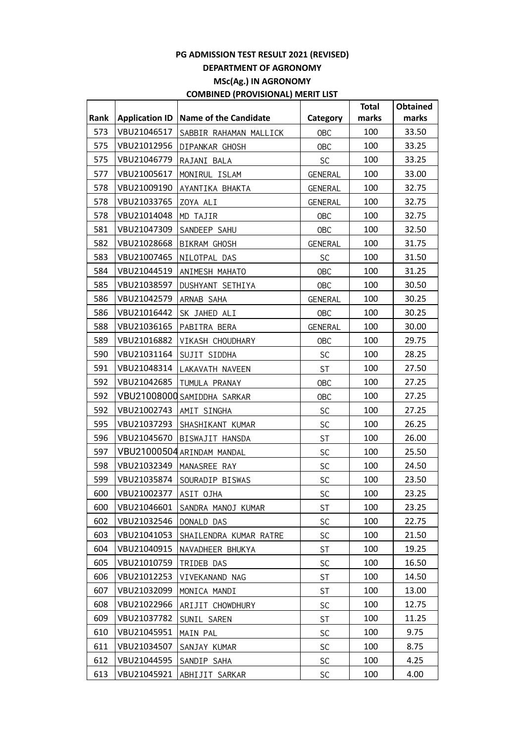**PG ADMISSION TEST RESULT 2021 (REVISED)**

**DEPARTMENT OF AGRONOMY**

**MSc(Ag.) IN AGRONOMY**

**COMBINED (PROVISIONAL) MERIT LIST**

| Rank | Application ID | Name of the Candidate | Category | Total marks | Obtained marks |
|---|---|---|---|---|---|
| 573 | VBU21046517 | SABBIR RAHAMAN MALLICK | OBC | 100 | 33.50 |
| 575 | VBU21012956 | DIPANKAR GHOSH | OBC | 100 | 33.25 |
| 575 | VBU21046779 | RAJANI BALA | SC | 100 | 33.25 |
| 577 | VBU21005617 | MONIRUL ISLAM | GENERAL | 100 | 33.00 |
| 578 | VBU21009190 | AYANTIKA BHAKTA | GENERAL | 100 | 32.75 |
| 578 | VBU21033765 | ZOYA ALI | GENERAL | 100 | 32.75 |
| 578 | VBU21014048 | MD TAJIR | OBC | 100 | 32.75 |
| 581 | VBU21047309 | SANDEEP SAHU | OBC | 100 | 32.50 |
| 582 | VBU21028668 | BIKRAM GHOSH | GENERAL | 100 | 31.75 |
| 583 | VBU21007465 | NILOTPAL DAS | SC | 100 | 31.50 |
| 584 | VBU21044519 | ANIMESH MAHATO | OBC | 100 | 31.25 |
| 585 | VBU21038597 | DUSHYANT SETHIYA | OBC | 100 | 30.50 |
| 586 | VBU21042579 | ARNAB SAHA | GENERAL | 100 | 30.25 |
| 586 | VBU21016442 | SK JAHED ALI | OBC | 100 | 30.25 |
| 588 | VBU21036165 | PABITRA BERA | GENERAL | 100 | 30.00 |
| 589 | VBU21016882 | VIKASH CHOUDHARY | OBC | 100 | 29.75 |
| 590 | VBU21031164 | SUJIT SIDDHA | SC | 100 | 28.25 |
| 591 | VBU21048314 | LAKAVATH NAVEEN | ST | 100 | 27.50 |
| 592 | VBU21042685 | TUMULA PRANAY | OBC | 100 | 27.25 |
| 592 | VBU21008000 | SAMIDDHA SARKAR | OBC | 100 | 27.25 |
| 592 | VBU21002743 | AMIT SINGHA | SC | 100 | 27.25 |
| 595 | VBU21037293 | SHASHIKANT KUMAR | SC | 100 | 26.25 |
| 596 | VBU21045670 | BISWAJIT HANSDA | ST | 100 | 26.00 |
| 597 | VBU21000504 | ARINDAM MANDAL | SC | 100 | 25.50 |
| 598 | VBU21032349 | MANASREE RAY | SC | 100 | 24.50 |
| 599 | VBU21035874 | SOURADIP BISWAS | SC | 100 | 23.50 |
| 600 | VBU21002377 | ASIT OJHA | SC | 100 | 23.25 |
| 600 | VBU21046601 | SANDRA MANOJ KUMAR | ST | 100 | 23.25 |
| 602 | VBU21032546 | DONALD DAS | SC | 100 | 22.75 |
| 603 | VBU21041053 | SHAILENDRA KUMAR RATRE | SC | 100 | 21.50 |
| 604 | VBU21040915 | NAVADHEER BHUKYA | ST | 100 | 19.25 |
| 605 | VBU21010759 | TRIDEB DAS | SC | 100 | 16.50 |
| 606 | VBU21012253 | VIVEKANAND NAG | ST | 100 | 14.50 |
| 607 | VBU21032099 | MONICA MANDI | ST | 100 | 13.00 |
| 608 | VBU21022966 | ARIJIT CHOWDHURY | SC | 100 | 12.75 |
| 609 | VBU21037782 | SUNIL SAREN | ST | 100 | 11.25 |
| 610 | VBU21045951 | MAIN PAL | SC | 100 | 9.75 |
| 611 | VBU21034507 | SANJAY KUMAR | SC | 100 | 8.75 |
| 612 | VBU21044595 | SANDIP SAHA | SC | 100 | 4.25 |
| 613 | VBU21045921 | ABHIJIT SARKAR | SC | 100 | 4.00 |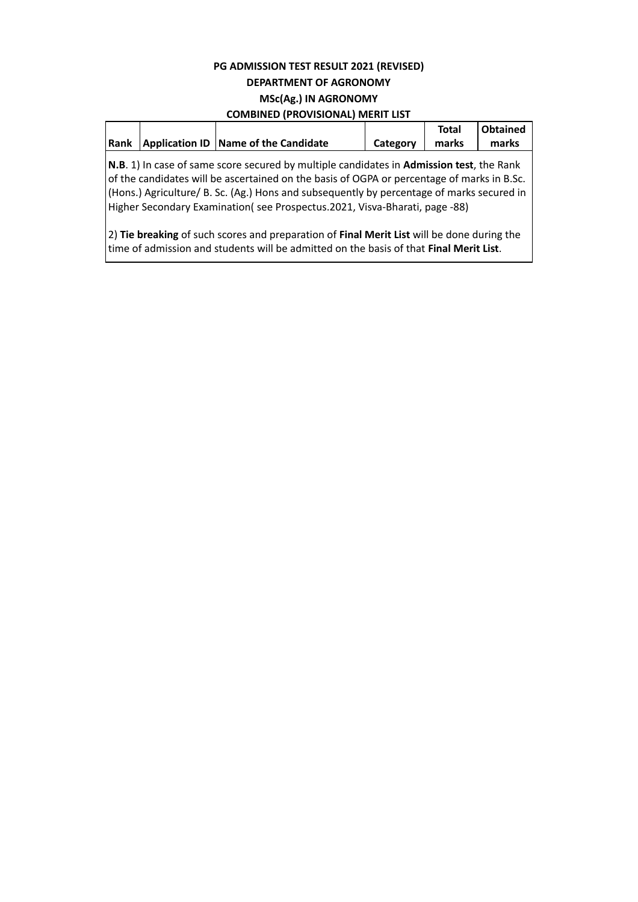**PG ADMISSION TEST RESULT 2021 (REVISED)**

**DEPARTMENT OF AGRONOMY**

**MSc(Ag.) IN AGRONOMY**

**COMBINED (PROVISIONAL) MERIT LIST**

| Rank | Application ID | Name of the Candidate | Category | Total marks | Obtained marks |
|---|---|---|---|---|---|

**N.B**. 1) In case of same score secured by multiple candidates in **Admission test**, the Rank of the candidates will be ascertained on the basis of OGPA or percentage of marks in B.Sc. (Hons.) Agriculture/ B. Sc. (Ag.) Hons and subsequently by percentage of marks secured in Higher Secondary Examination( see Prospectus.2021, Visva-Bharati, page -88)

2) **Tie breaking** of such scores and preparation of **Final Merit List** will be done during the time of admission and students will be admitted on the basis of that **Final Merit List**.